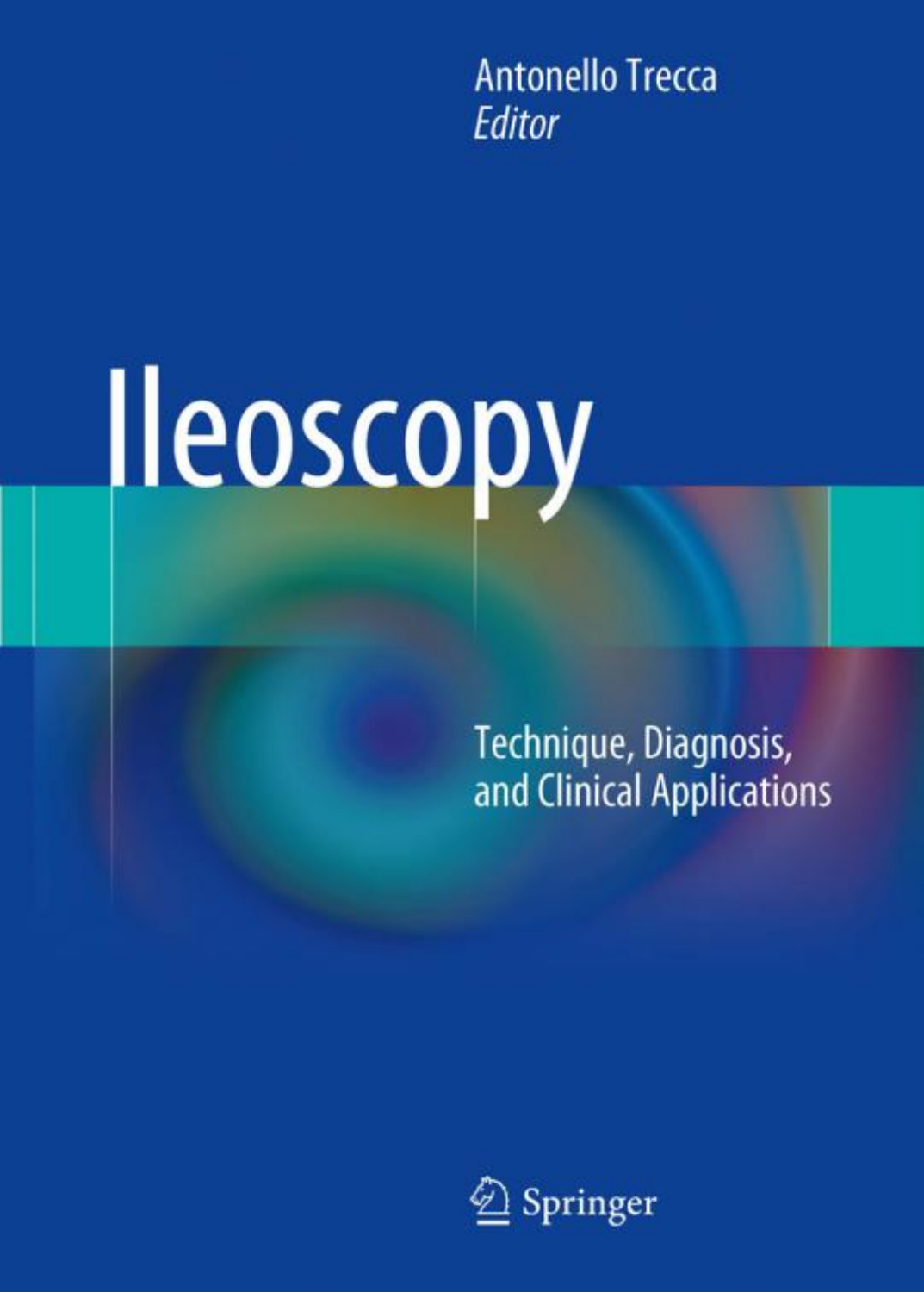Antonello Trecca
*Editor*

# Ileoscopy

## Technique, Diagnosis, and Clinical Applications

Springer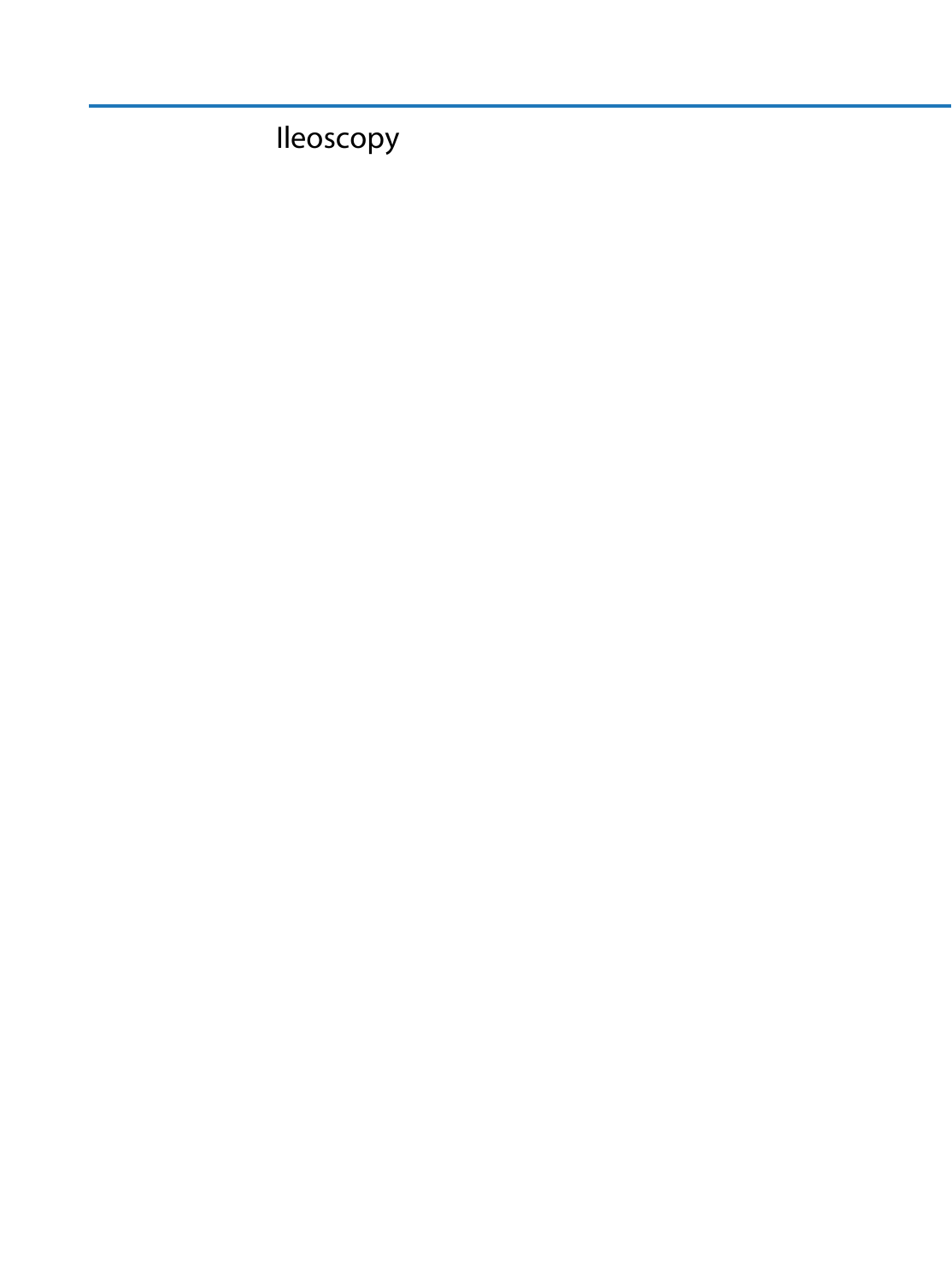# Ileoscopy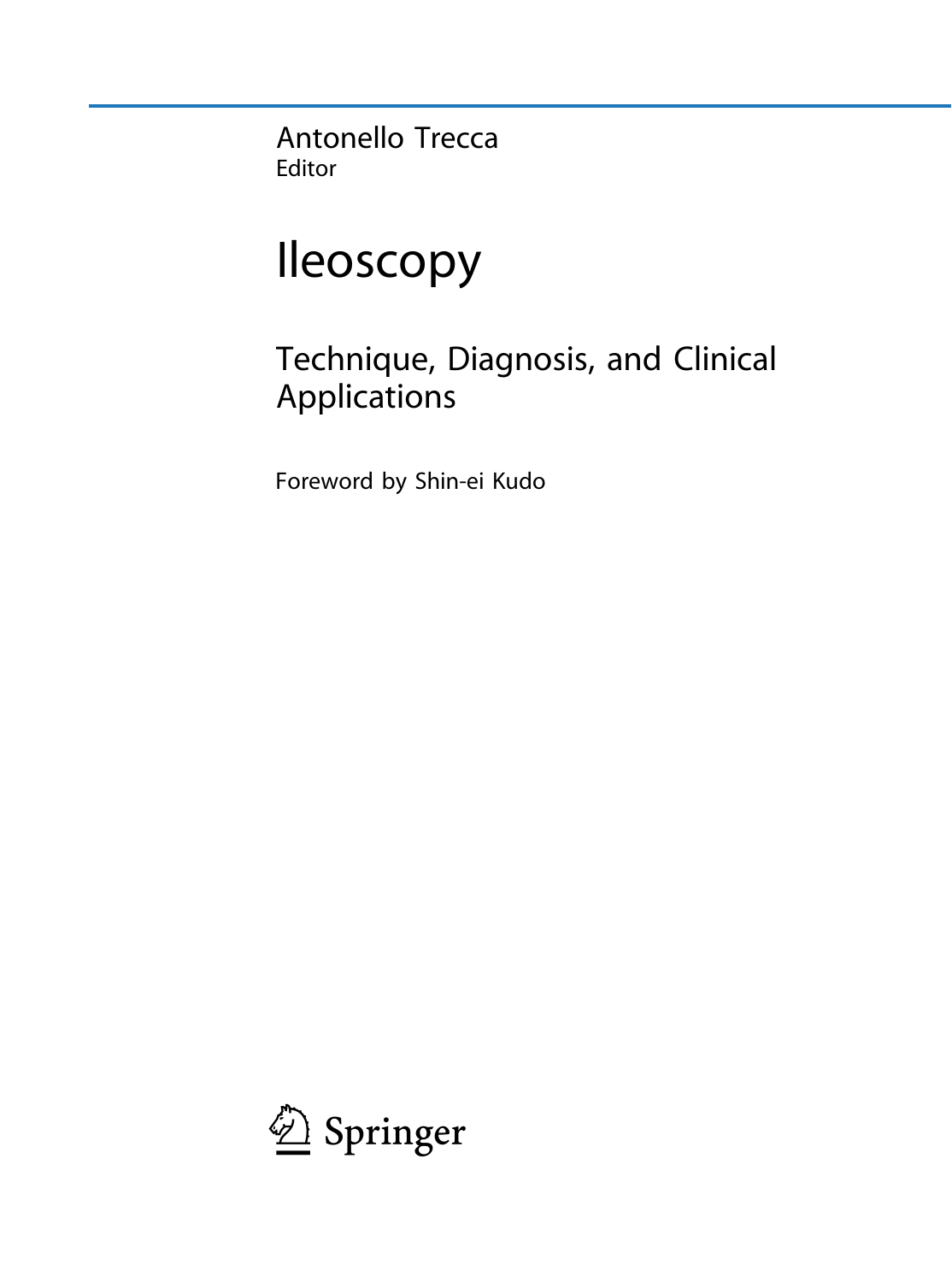Antonello Trecca
Editor

# Ileoscopy

## Technique, Diagnosis, and Clinical Applications

Foreword by Shin-ei Kudo

Springer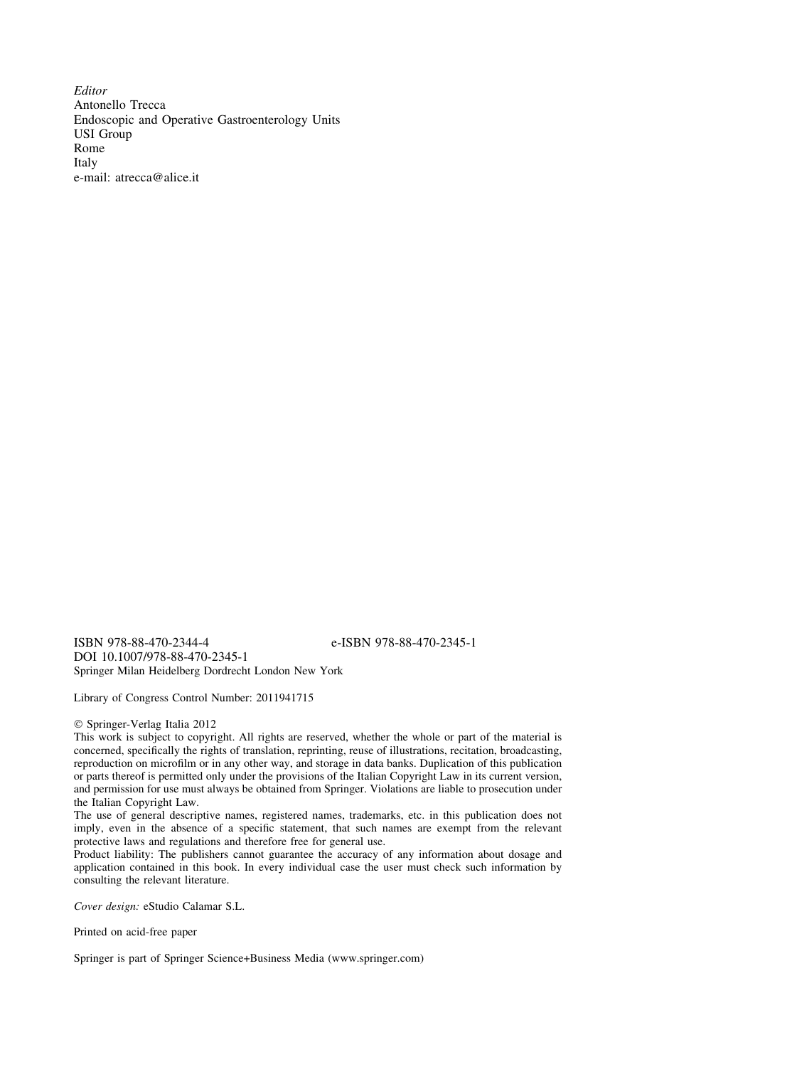*Editor*
Antonello Trecca
Endoscopic and Operative Gastroenterology Units
USI Group
Rome
Italy
e-mail: atrecca@alice.it

ISBN 978-88-470-2344-4 e-ISBN 978-88-470-2345-1
DOI 10.1007/978-88-470-2345-1
Springer Milan Heidelberg Dordrecht London New York

Library of Congress Control Number: 2011941715

© Springer-Verlag Italia 2012
This work is subject to copyright. All rights are reserved, whether the whole or part of the material is concerned, specifically the rights of translation, reprinting, reuse of illustrations, recitation, broadcasting, reproduction on microfilm or in any other way, and storage in data banks. Duplication of this publication or parts thereof is permitted only under the provisions of the Italian Copyright Law in its current version, and permission for use must always be obtained from Springer. Violations are liable to prosecution under the Italian Copyright Law.
The use of general descriptive names, registered names, trademarks, etc. in this publication does not imply, even in the absence of a specific statement, that such names are exempt from the relevant protective laws and regulations and therefore free for general use.
Product liability: The publishers cannot guarantee the accuracy of any information about dosage and application contained in this book. In every individual case the user must check such information by consulting the relevant literature.

*Cover design:* eStudio Calamar S.L.

Printed on acid-free paper

Springer is part of Springer Science+Business Media (www.springer.com)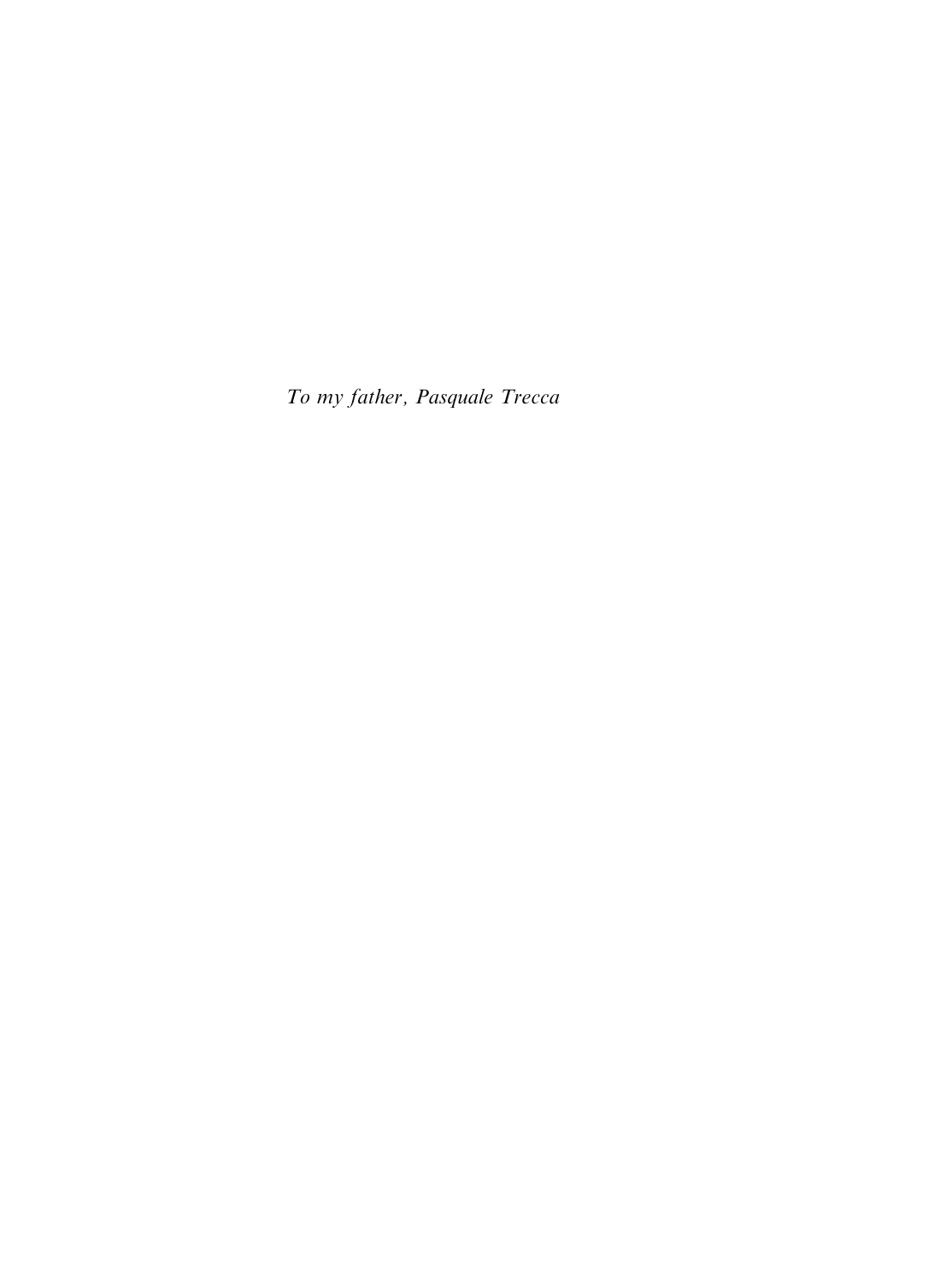*To my father, Pasquale Trecca*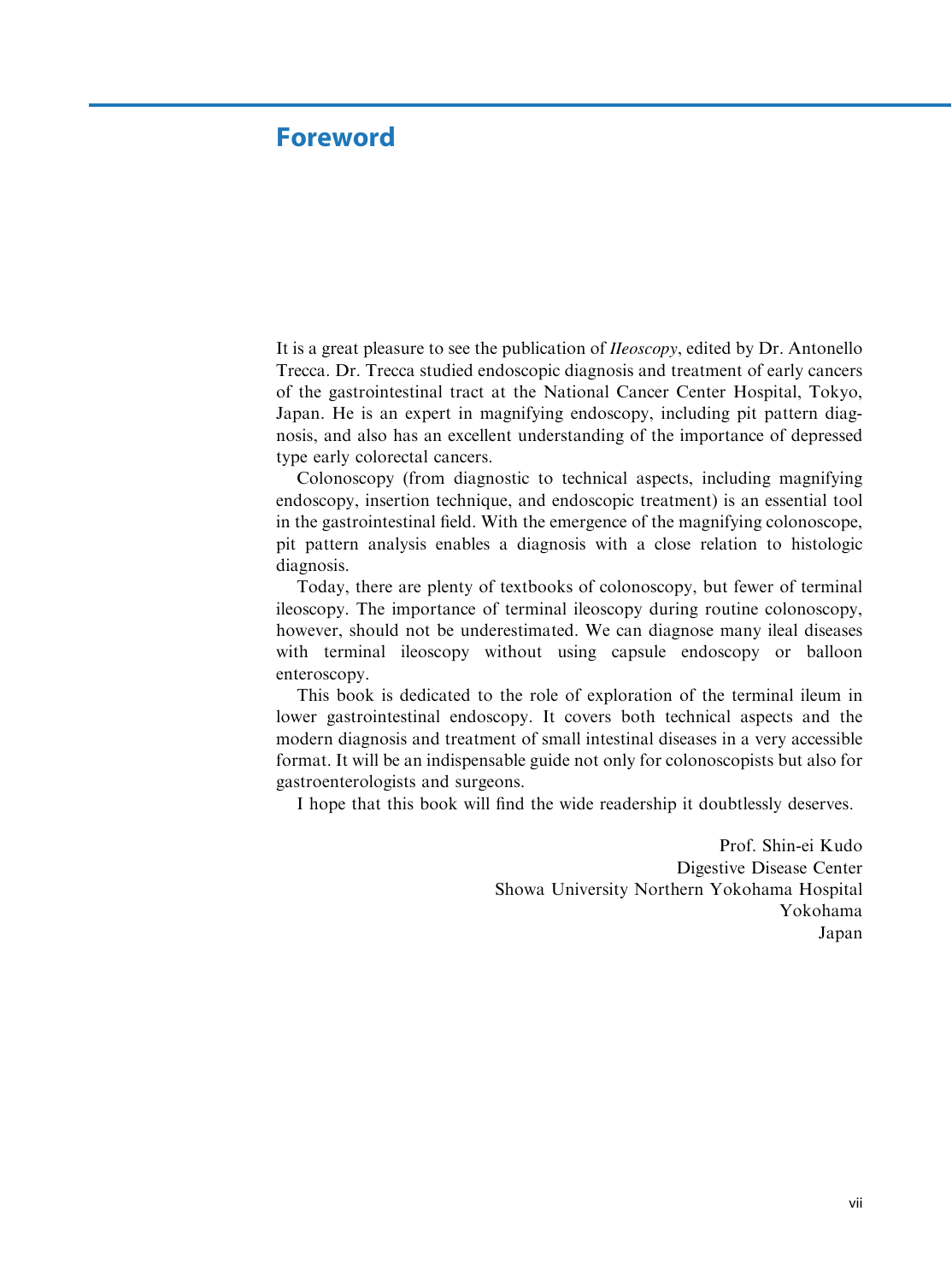# Foreword

It is a great pleasure to see the publication of *Ileoscopy*, edited by Dr. Antonello Trecca. Dr. Trecca studied endoscopic diagnosis and treatment of early cancers of the gastrointestinal tract at the National Cancer Center Hospital, Tokyo, Japan. He is an expert in magnifying endoscopy, including pit pattern diagnosis, and also has an excellent understanding of the importance of depressed type early colorectal cancers.

Colonoscopy (from diagnostic to technical aspects, including magnifying endoscopy, insertion technique, and endoscopic treatment) is an essential tool in the gastrointestinal field. With the emergence of the magnifying colonoscope, pit pattern analysis enables a diagnosis with a close relation to histologic diagnosis.

Today, there are plenty of textbooks of colonoscopy, but fewer of terminal ileoscopy. The importance of terminal ileoscopy during routine colonoscopy, however, should not be underestimated. We can diagnose many ileal diseases with terminal ileoscopy without using capsule endoscopy or balloon enteroscopy.

This book is dedicated to the role of exploration of the terminal ileum in lower gastrointestinal endoscopy. It covers both technical aspects and the modern diagnosis and treatment of small intestinal diseases in a very accessible format. It will be an indispensable guide not only for colonoscopists but also for gastroenterologists and surgeons.

I hope that this book will find the wide readership it doubtlessly deserves.

Prof. Shin-ei Kudo
Digestive Disease Center
Showa University Northern Yokohama Hospital
Yokohama
Japan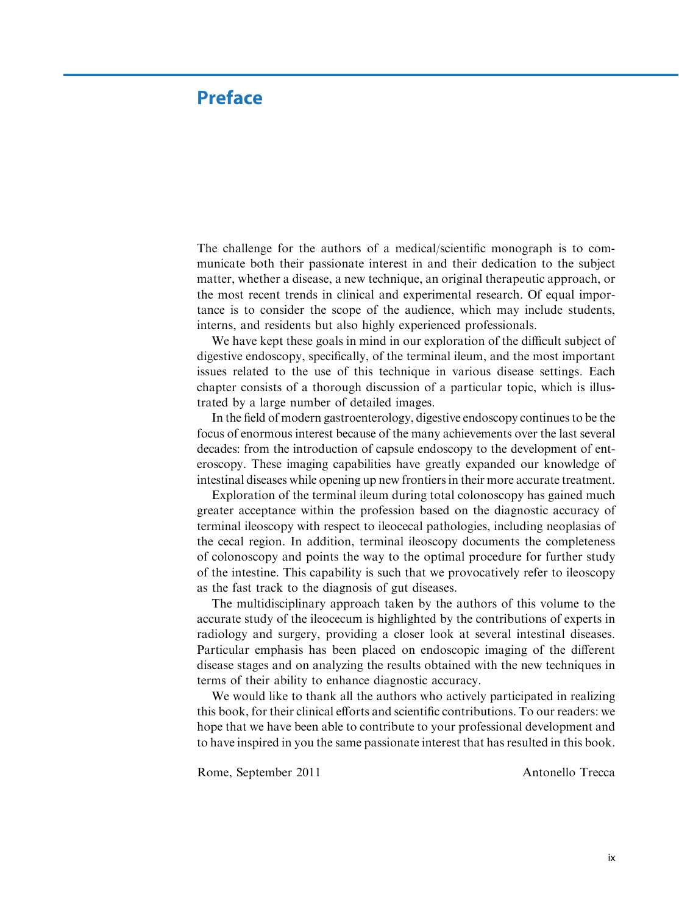# Preface

The challenge for the authors of a medical/scientific monograph is to communicate both their passionate interest in and their dedication to the subject matter, whether a disease, a new technique, an original therapeutic approach, or the most recent trends in clinical and experimental research. Of equal importance is to consider the scope of the audience, which may include students, interns, and residents but also highly experienced professionals.

We have kept these goals in mind in our exploration of the difficult subject of digestive endoscopy, specifically, of the terminal ileum, and the most important issues related to the use of this technique in various disease settings. Each chapter consists of a thorough discussion of a particular topic, which is illustrated by a large number of detailed images.

In the field of modern gastroenterology, digestive endoscopy continues to be the focus of enormous interest because of the many achievements over the last several decades: from the introduction of capsule endoscopy to the development of enteroscopy. These imaging capabilities have greatly expanded our knowledge of intestinal diseases while opening up new frontiers in their more accurate treatment.

Exploration of the terminal ileum during total colonoscopy has gained much greater acceptance within the profession based on the diagnostic accuracy of terminal ileoscopy with respect to ileocecal pathologies, including neoplasias of the cecal region. In addition, terminal ileoscopy documents the completeness of colonoscopy and points the way to the optimal procedure for further study of the intestine. This capability is such that we provocatively refer to ileoscopy as the fast track to the diagnosis of gut diseases.

The multidisciplinary approach taken by the authors of this volume to the accurate study of the ileocecum is highlighted by the contributions of experts in radiology and surgery, providing a closer look at several intestinal diseases. Particular emphasis has been placed on endoscopic imaging of the different disease stages and on analyzing the results obtained with the new techniques in terms of their ability to enhance diagnostic accuracy.

We would like to thank all the authors who actively participated in realizing this book, for their clinical efforts and scientific contributions. To our readers: we hope that we have been able to contribute to your professional development and to have inspired in you the same passionate interest that has resulted in this book.

Rome, September 2011

Antonello Trecca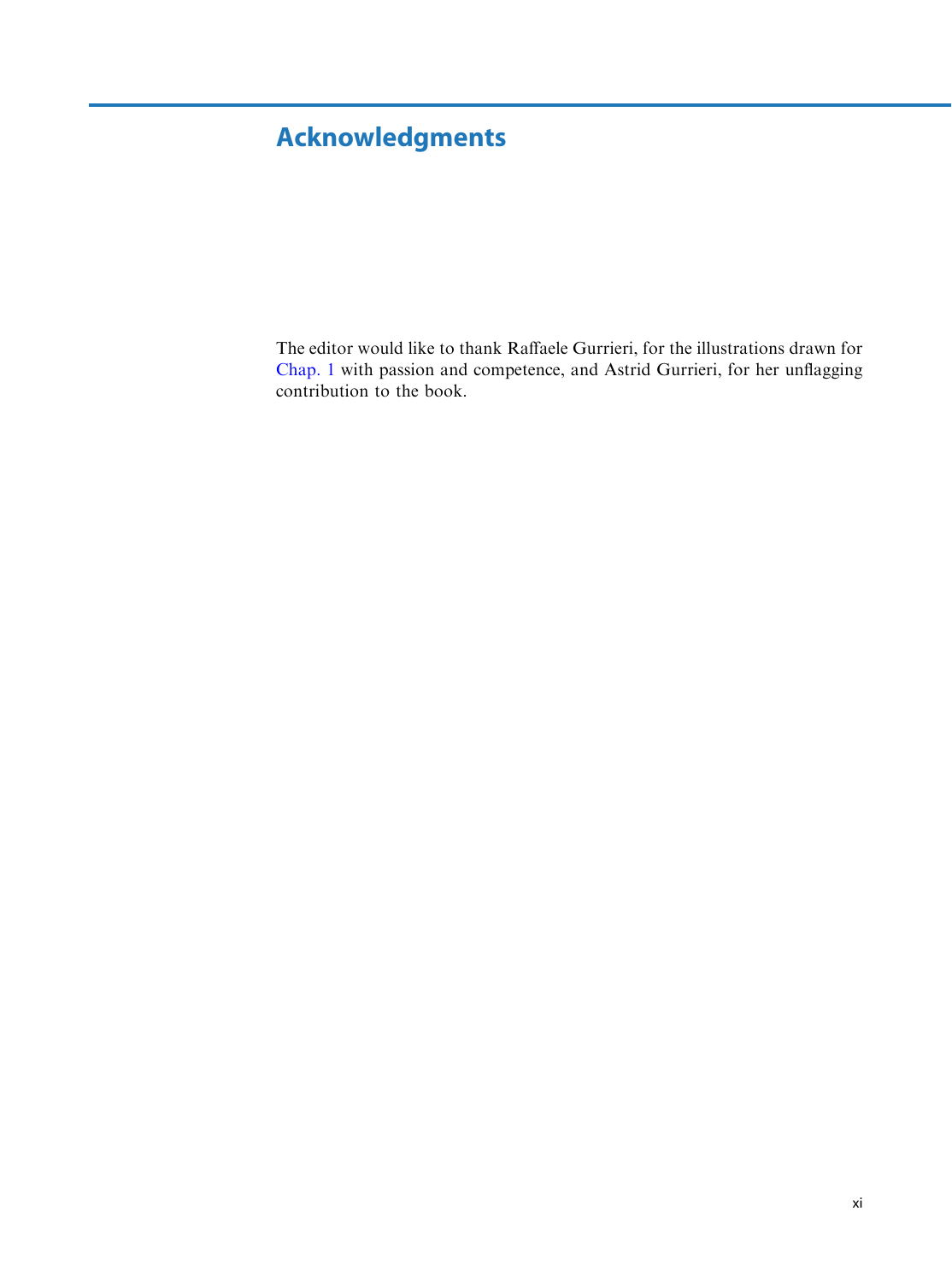# Acknowledgments

The editor would like to thank Raffaele Gurrieri, for the illustrations drawn for Chap. 1 with passion and competence, and Astrid Gurrieri, for her unflagging contribution to the book.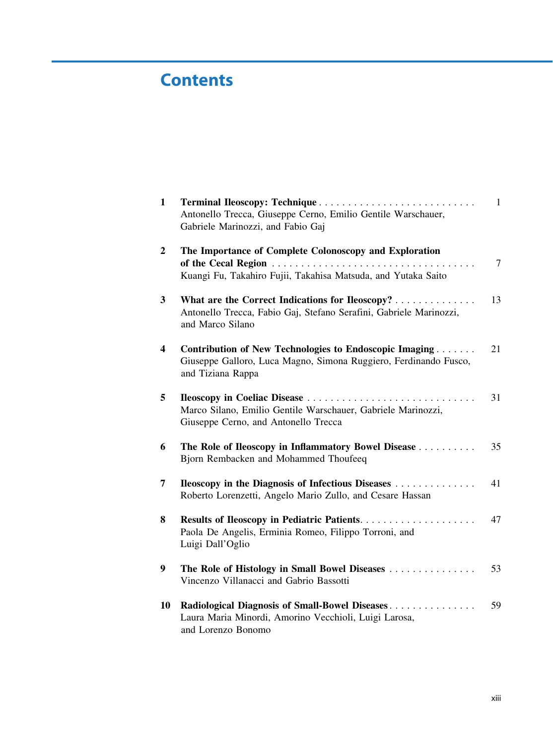# Contents

1 **Terminal Ileoscopy: Technique** . . . . . . . . . . . . . . . . . . . . . . . . . . . 1
Antonello Trecca, Giuseppe Cerno, Emilio Gentile Warschauer, Gabriele Marinozzi, and Fabio Gaj

2 **The Importance of Complete Colonoscopy and Exploration of the Cecal Region** . . . . . . . . . . . . . . . . . . . . . . . . . . . . . . . . . . . 7
Kuangi Fu, Takahiro Fujii, Takahisa Matsuda, and Yutaka Saito

3 **What are the Correct Indications for Ileoscopy?** . . . . . . . . . . . . . . 13
Antonello Trecca, Fabio Gaj, Stefano Serafini, Gabriele Marinozzi, and Marco Silano

4 **Contribution of New Technologies to Endoscopic Imaging** . . . . . . . 21
Giuseppe Galloro, Luca Magno, Simona Ruggiero, Ferdinando Fusco, and Tiziana Rappa

5 **Ileoscopy in Coeliac Disease** . . . . . . . . . . . . . . . . . . . . . . . . . . . . . 31
Marco Silano, Emilio Gentile Warschauer, Gabriele Marinozzi, Giuseppe Cerno, and Antonello Trecca

6 **The Role of Ileoscopy in Inflammatory Bowel Disease** . . . . . . . . . . 35
Bjorn Rembacken and Mohammed Thoufeeq

7 **Ileoscopy in the Diagnosis of Infectious Diseases** . . . . . . . . . . . . . . 41
Roberto Lorenzetti, Angelo Mario Zullo, and Cesare Hassan

8 **Results of Ileoscopy in Pediatric Patients**. . . . . . . . . . . . . . . . . . . . 47
Paola De Angelis, Erminia Romeo, Filippo Torroni, and Luigi Dall'Oglio

9 **The Role of Histology in Small Bowel Diseases** . . . . . . . . . . . . . . . 53
Vincenzo Villanacci and Gabrio Bassotti

10 **Radiological Diagnosis of Small-Bowel Diseases**. . . . . . . . . . . . . . . 59
Laura Maria Minordi, Amorino Vecchioli, Luigi Larosa, and Lorenzo Bonomo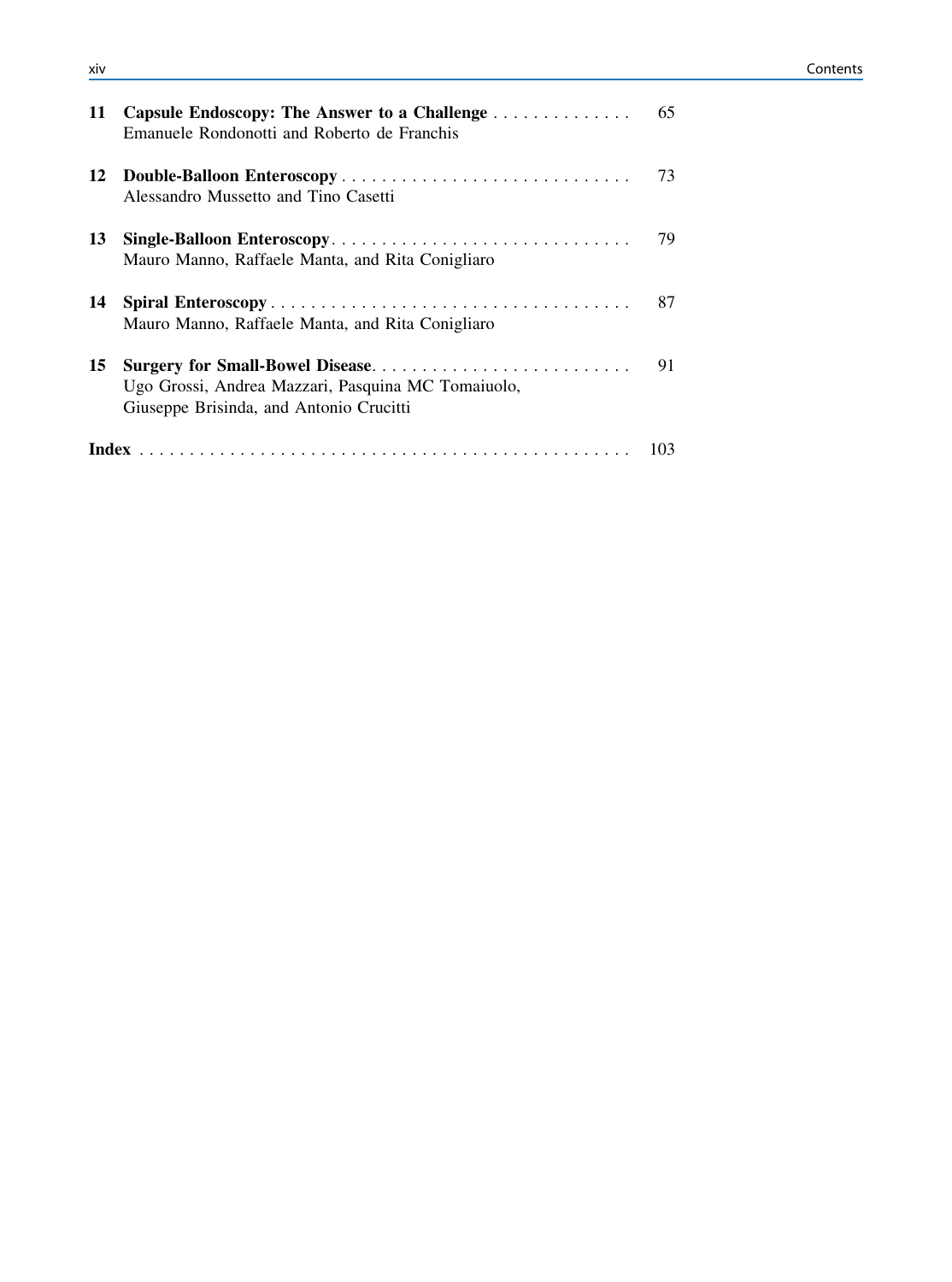**11 Capsule Endoscopy: The Answer to a Challenge** .............. 65
Emanuele Rondonotti and Roberto de Franchis

**12 Double-Balloon Enteroscopy** .............................. 73
Alessandro Mussetto and Tino Casetti

**13 Single-Balloon Enteroscopy** ............................... 79
Mauro Manno, Raffaele Manta, and Rita Conigliaro

**14 Spiral Enteroscopy** ..................................... 87
Mauro Manno, Raffaele Manta, and Rita Conigliaro

**15 Surgery for Small-Bowel Disease** .......................... 91
Ugo Grossi, Andrea Mazzari, Pasquina MC Tomaiuolo, Giuseppe Brisinda, and Antonio Crucitti

**Index** .................................................. 103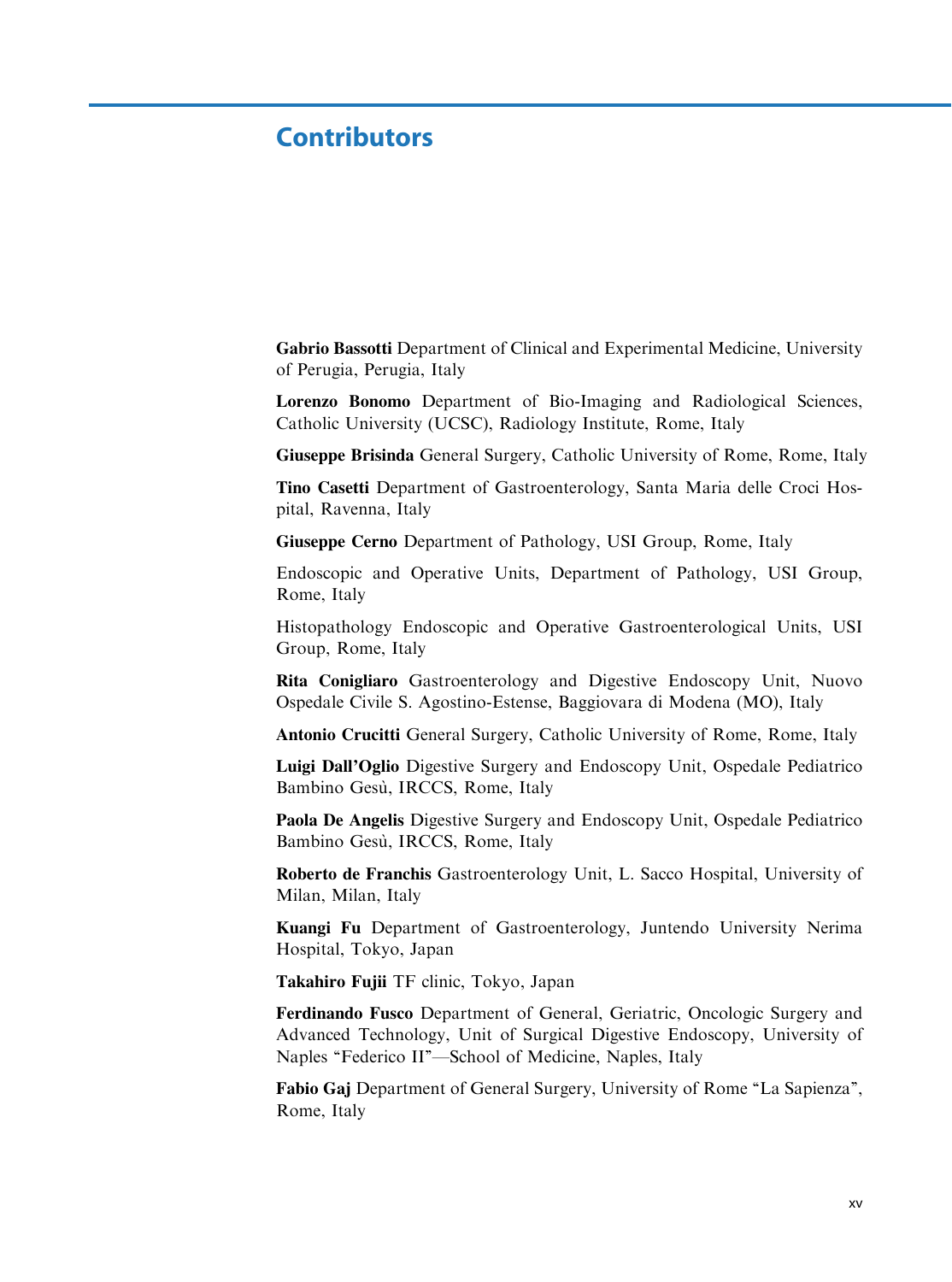# Contributors

**Gabrio Bassotti** Department of Clinical and Experimental Medicine, University of Perugia, Perugia, Italy

**Lorenzo Bonomo** Department of Bio-Imaging and Radiological Sciences, Catholic University (UCSC), Radiology Institute, Rome, Italy

**Giuseppe Brisinda** General Surgery, Catholic University of Rome, Rome, Italy

**Tino Casetti** Department of Gastroenterology, Santa Maria delle Croci Hospital, Ravenna, Italy

**Giuseppe Cerno** Department of Pathology, USI Group, Rome, Italy

Endoscopic and Operative Units, Department of Pathology, USI Group, Rome, Italy

Histopathology Endoscopic and Operative Gastroenterological Units, USI Group, Rome, Italy

**Rita Conigliaro** Gastroenterology and Digestive Endoscopy Unit, Nuovo Ospedale Civile S. Agostino-Estense, Baggiovara di Modena (MO), Italy

**Antonio Crucitti** General Surgery, Catholic University of Rome, Rome, Italy

**Luigi Dall'Oglio** Digestive Surgery and Endoscopy Unit, Ospedale Pediatrico Bambino Gesù, IRCCS, Rome, Italy

**Paola De Angelis** Digestive Surgery and Endoscopy Unit, Ospedale Pediatrico Bambino Gesù, IRCCS, Rome, Italy

**Roberto de Franchis** Gastroenterology Unit, L. Sacco Hospital, University of Milan, Milan, Italy

**Kuangi Fu** Department of Gastroenterology, Juntendo University Nerima Hospital, Tokyo, Japan

**Takahiro Fujii** TF clinic, Tokyo, Japan

**Ferdinando Fusco** Department of General, Geriatric, Oncologic Surgery and Advanced Technology, Unit of Surgical Digestive Endoscopy, University of Naples "Federico II"—School of Medicine, Naples, Italy

**Fabio Gaj** Department of General Surgery, University of Rome "La Sapienza", Rome, Italy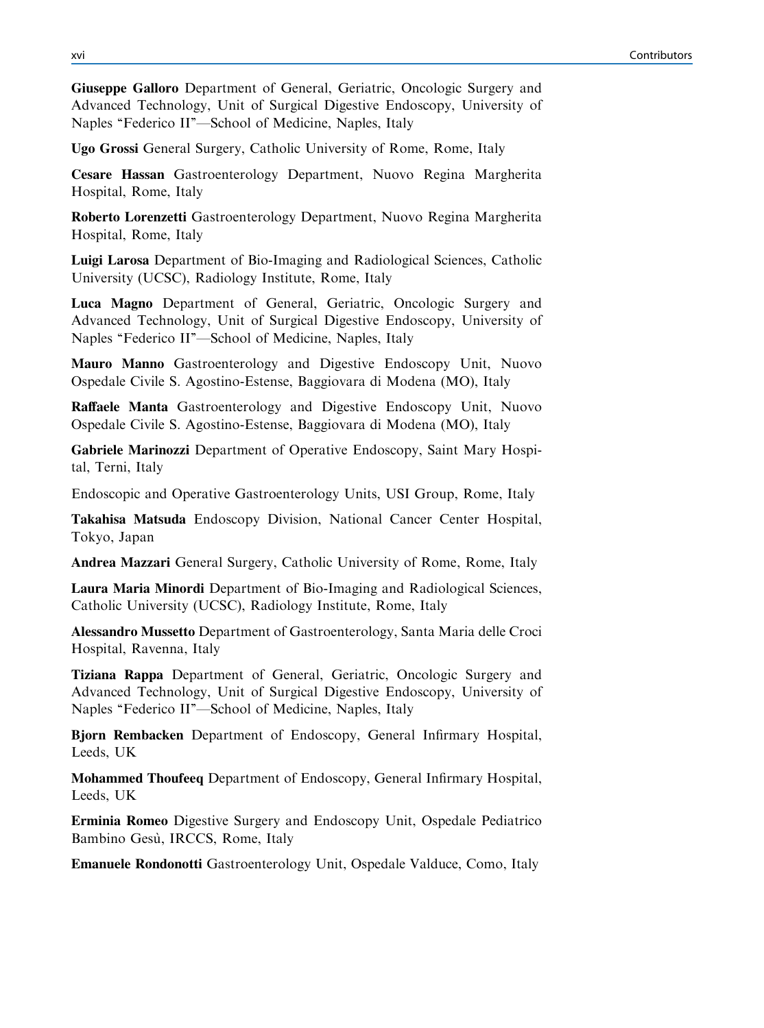**Giuseppe Galloro** Department of General, Geriatric, Oncologic Surgery and Advanced Technology, Unit of Surgical Digestive Endoscopy, University of Naples “Federico II”—School of Medicine, Naples, Italy

**Ugo Grossi** General Surgery, Catholic University of Rome, Rome, Italy

**Cesare Hassan** Gastroenterology Department, Nuovo Regina Margherita Hospital, Rome, Italy

**Roberto Lorenzetti** Gastroenterology Department, Nuovo Regina Margherita Hospital, Rome, Italy

**Luigi Larosa** Department of Bio-Imaging and Radiological Sciences, Catholic University (UCSC), Radiology Institute, Rome, Italy

**Luca Magno** Department of General, Geriatric, Oncologic Surgery and Advanced Technology, Unit of Surgical Digestive Endoscopy, University of Naples “Federico II”—School of Medicine, Naples, Italy

**Mauro Manno** Gastroenterology and Digestive Endoscopy Unit, Nuovo Ospedale Civile S. Agostino-Estense, Baggiovara di Modena (MO), Italy

**Raffaele Manta** Gastroenterology and Digestive Endoscopy Unit, Nuovo Ospedale Civile S. Agostino-Estense, Baggiovara di Modena (MO), Italy

**Gabriele Marinozzi** Department of Operative Endoscopy, Saint Mary Hospital, Terni, Italy

Endoscopic and Operative Gastroenterology Units, USI Group, Rome, Italy

**Takahisa Matsuda** Endoscopy Division, National Cancer Center Hospital, Tokyo, Japan

**Andrea Mazzari** General Surgery, Catholic University of Rome, Rome, Italy

**Laura Maria Minordi** Department of Bio-Imaging and Radiological Sciences, Catholic University (UCSC), Radiology Institute, Rome, Italy

**Alessandro Mussetto** Department of Gastroenterology, Santa Maria delle Croci Hospital, Ravenna, Italy

**Tiziana Rappa** Department of General, Geriatric, Oncologic Surgery and Advanced Technology, Unit of Surgical Digestive Endoscopy, University of Naples “Federico II”—School of Medicine, Naples, Italy

**Bjorn Rembacken** Department of Endoscopy, General Infirmary Hospital, Leeds, UK

**Mohammed Thoufeeq** Department of Endoscopy, General Infirmary Hospital, Leeds, UK

**Erminia Romeo** Digestive Surgery and Endoscopy Unit, Ospedale Pediatrico Bambino Gesù, IRCCS, Rome, Italy

**Emanuele Rondonotti** Gastroenterology Unit, Ospedale Valduce, Como, Italy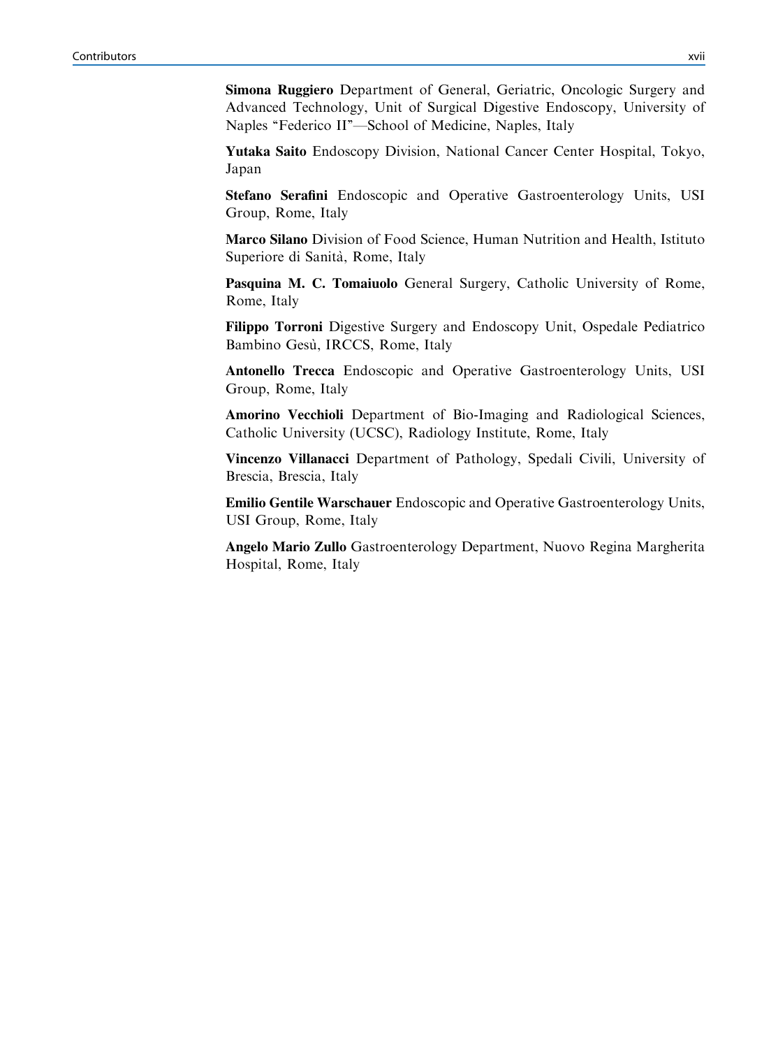**Simona Ruggiero** Department of General, Geriatric, Oncologic Surgery and Advanced Technology, Unit of Surgical Digestive Endoscopy, University of Naples "Federico II"—School of Medicine, Naples, Italy

**Yutaka Saito** Endoscopy Division, National Cancer Center Hospital, Tokyo, Japan

**Stefano Serafini** Endoscopic and Operative Gastroenterology Units, USI Group, Rome, Italy

**Marco Silano** Division of Food Science, Human Nutrition and Health, Istituto Superiore di Sanità, Rome, Italy

**Pasquina M. C. Tomaiuolo** General Surgery, Catholic University of Rome, Rome, Italy

**Filippo Torroni** Digestive Surgery and Endoscopy Unit, Ospedale Pediatrico Bambino Gesù, IRCCS, Rome, Italy

**Antonello Trecca** Endoscopic and Operative Gastroenterology Units, USI Group, Rome, Italy

**Amorino Vecchioli** Department of Bio-Imaging and Radiological Sciences, Catholic University (UCSC), Radiology Institute, Rome, Italy

**Vincenzo Villanacci** Department of Pathology, Spedali Civili, University of Brescia, Brescia, Italy

**Emilio Gentile Warschauer** Endoscopic and Operative Gastroenterology Units, USI Group, Rome, Italy

**Angelo Mario Zullo** Gastroenterology Department, Nuovo Regina Margherita Hospital, Rome, Italy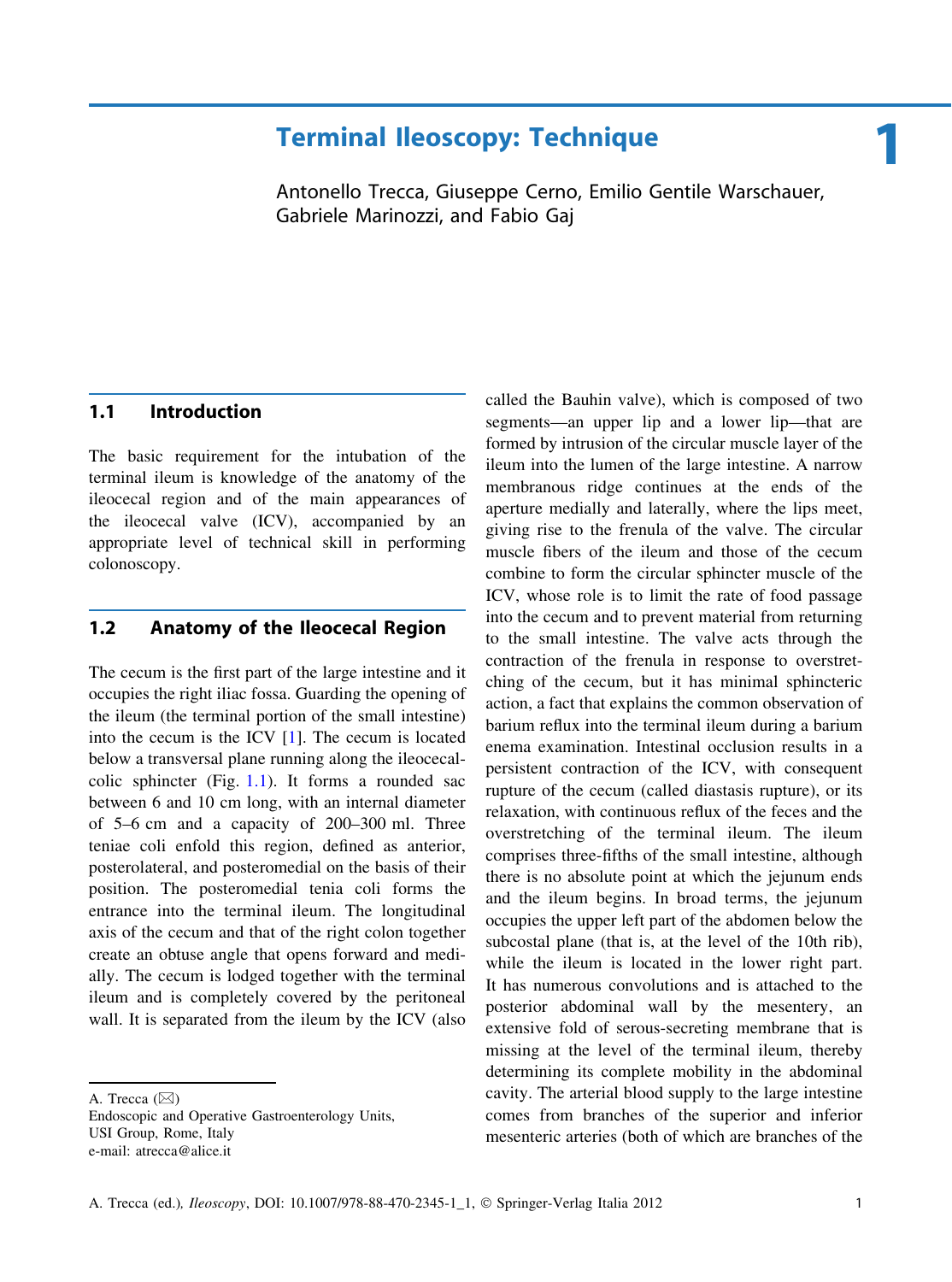# Terminal Ileoscopy: Technique

# 1

Antonello Trecca, Giuseppe Cerno, Emilio Gentile Warschauer, Gabriele Marinozzi, and Fabio Gaj

## 1.1 Introduction

The basic requirement for the intubation of the terminal ileum is knowledge of the anatomy of the ileocecal region and of the main appearances of the ileocecal valve (ICV), accompanied by an appropriate level of technical skill in performing colonoscopy.

## 1.2 Anatomy of the Ileocecal Region

The cecum is the first part of the large intestine and it occupies the right iliac fossa. Guarding the opening of the ileum (the terminal portion of the small intestine) into the cecum is the ICV [1]. The cecum is located below a transversal plane running along the ileocecal-colic sphincter (Fig. 1.1). It forms a rounded sac between 6 and 10 cm long, with an internal diameter of 5–6 cm and a capacity of 200–300 ml. Three teniae coli enfold this region, defined as anterior, posterolateral, and posteromedial on the basis of their position. The posteromedial tenia coli forms the entrance into the terminal ileum. The longitudinal axis of the cecum and that of the right colon together create an obtuse angle that opens forward and medially. The cecum is lodged together with the terminal ileum and is completely covered by the peritoneal wall. It is separated from the ileum by the ICV (also called the Bauhin valve), which is composed of two segments—an upper lip and a lower lip—that are formed by intrusion of the circular muscle layer of the ileum into the lumen of the large intestine. A narrow membranous ridge continues at the ends of the aperture medially and laterally, where the lips meet, giving rise to the frenula of the valve. The circular muscle fibers of the ileum and those of the cecum combine to form the circular sphincter muscle of the ICV, whose role is to limit the rate of food passage into the cecum and to prevent material from returning to the small intestine. The valve acts through the contraction of the frenula in response to overstretching of the cecum, but it has minimal sphincteric action, a fact that explains the common observation of barium reflux into the terminal ileum during a barium enema examination. Intestinal occlusion results in a persistent contraction of the ICV, with consequent rupture of the cecum (called diastasis rupture), or its relaxation, with continuous reflux of the feces and the overstretching of the terminal ileum. The ileum comprises three-fifths of the small intestine, although there is no absolute point at which the jejunum ends and the ileum begins. In broad terms, the jejunum occupies the upper left part of the abdomen below the subcostal plane (that is, at the level of the 10th rib), while the ileum is located in the lower right part. It has numerous convolutions and is attached to the posterior abdominal wall by the mesentery, an extensive fold of serous-secreting membrane that is missing at the level of the terminal ileum, thereby determining its complete mobility in the abdominal cavity. The arterial blood supply to the large intestine comes from branches of the superior and inferior mesenteric arteries (both of which are branches of the

---

A. Trecca (✉)
Endoscopic and Operative Gastroenterology Units,
USI Group, Rome, Italy
e-mail: atrecca@alice.it

A. Trecca (ed.), *Ileoscopy*, DOI: 10.1007/978-88-470-2345-1_1, © Springer-Verlag Italia 2012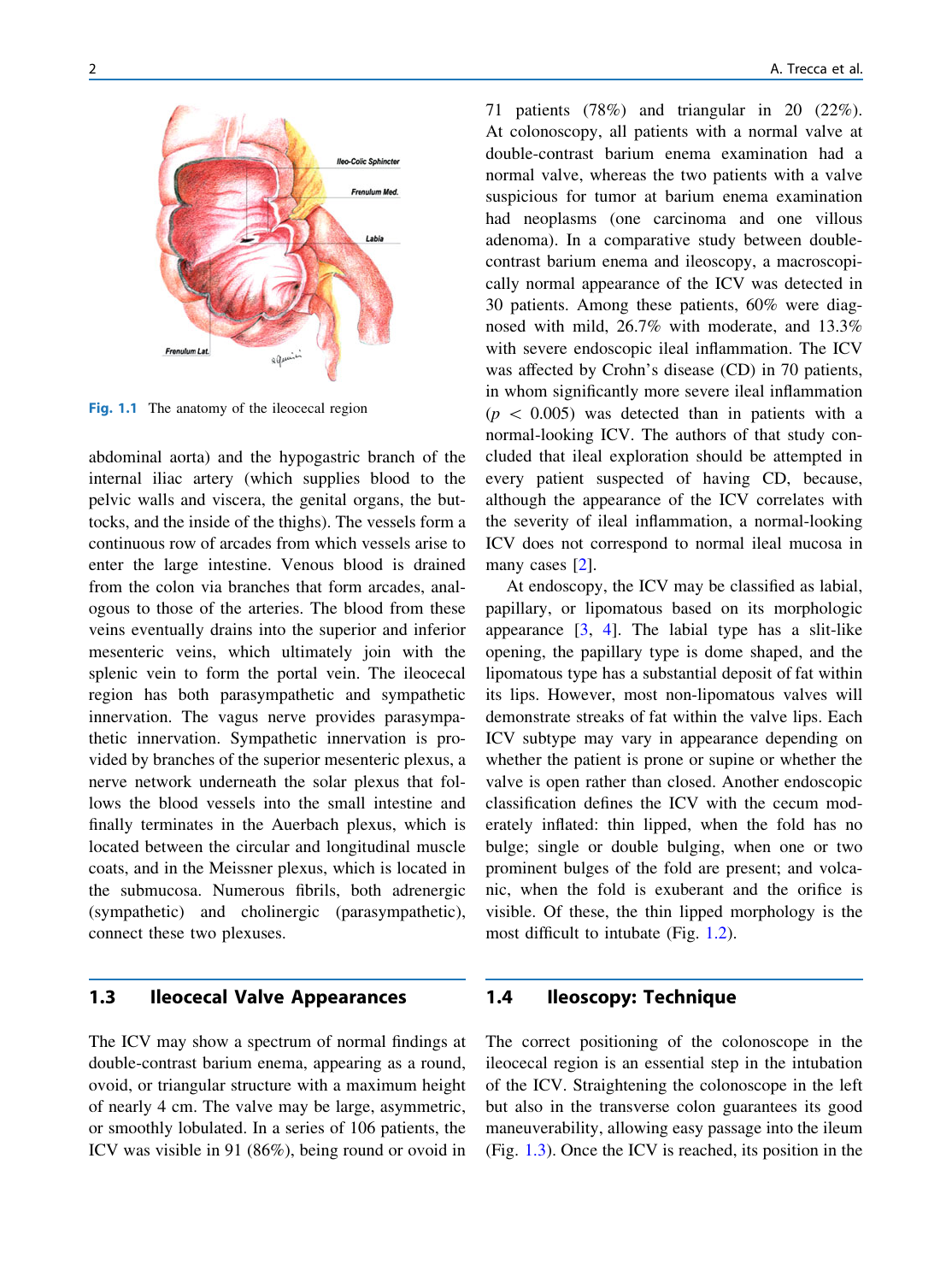Fig. 1.1 The anatomy of the ileocecal region

abdominal aorta) and the hypogastric branch of the internal iliac artery (which supplies blood to the pelvic walls and viscera, the genital organs, the buttocks, and the inside of the thighs). The vessels form a continuous row of arcades from which vessels arise to enter the large intestine. Venous blood is drained from the colon via branches that form arcades, analogous to those of the arteries. The blood from these veins eventually drains into the superior and inferior mesenteric veins, which ultimately join with the splenic vein to form the portal vein. The ileocecal region has both parasympathetic and sympathetic innervation. The vagus nerve provides parasympathetic innervation. Sympathetic innervation is provided by branches of the superior mesenteric plexus, a nerve network underneath the solar plexus that follows the blood vessels into the small intestine and finally terminates in the Auerbach plexus, which is located between the circular and longitudinal muscle coats, and in the Meissner plexus, which is located in the submucosa. Numerous fibrils, both adrenergic (sympathetic) and cholinergic (parasympathetic), connect these two plexuses.

## 1.3 Ileocecal Valve Appearances

The ICV may show a spectrum of normal findings at double-contrast barium enema, appearing as a round, ovoid, or triangular structure with a maximum height of nearly 4 cm. The valve may be large, asymmetric, or smoothly lobulated. In a series of 106 patients, the ICV was visible in 91 (86%), being round or ovoid in 71 patients (78%) and triangular in 20 (22%). At colonoscopy, all patients with a normal valve at double-contrast barium enema examination had a normal valve, whereas the two patients with a valve suspicious for tumor at barium enema examination had neoplasms (one carcinoma and one villous adenoma). In a comparative study between double-contrast barium enema and ileoscopy, a macroscopically normal appearance of the ICV was detected in 30 patients. Among these patients, 60% were diagnosed with mild, 26.7% with moderate, and 13.3% with severe endoscopic ileal inflammation. The ICV was affected by Crohn's disease (CD) in 70 patients, in whom significantly more severe ileal inflammation ($p < 0.005$) was detected than in patients with a normal-looking ICV. The authors of that study concluded that ileal exploration should be attempted in every patient suspected of having CD, because, although the appearance of the ICV correlates with the severity of ileal inflammation, a normal-looking ICV does not correspond to normal ileal mucosa in many cases [2].

At endoscopy, the ICV may be classified as labial, papillary, or lipomatous based on its morphologic appearance [3, 4]. The labial type has a slit-like opening, the papillary type is dome shaped, and the lipomatous type has a substantial deposit of fat within its lips. However, most non-lipomatous valves will demonstrate streaks of fat within the valve lips. Each ICV subtype may vary in appearance depending on whether the patient is prone or supine or whether the valve is open rather than closed. Another endoscopic classification defines the ICV with the cecum moderately inflated: thin lipped, when the fold has no bulge; single or double bulging, when one or two prominent bulges of the fold are present; and volcanic, when the fold is exuberant and the orifice is visible. Of these, the thin lipped morphology is the most difficult to intubate (Fig. 1.2).

## 1.4 Ileoscopy: Technique

The correct positioning of the colonoscope in the ileocecal region is an essential step in the intubation of the ICV. Straightening the colonoscope in the left but also in the transverse colon guarantees its good maneuverability, allowing easy passage into the ileum (Fig. 1.3). Once the ICV is reached, its position in the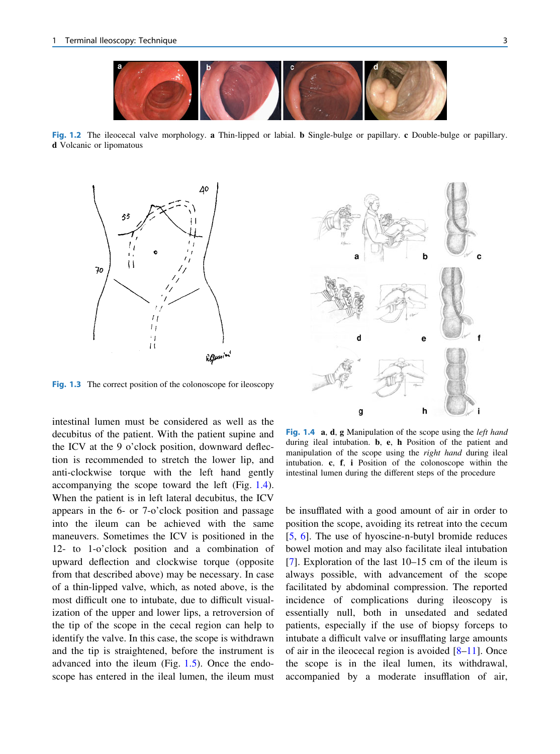Fig. 1.2 The ileocecal valve morphology. **a** Thin-lipped or labial. **b** Single-bulge or papillary. **c** Double-bulge or papillary. **d** Volcanic or lipomatous

Fig. 1.3 The correct position of the colonoscope for ileoscopy

Fig. 1.4 **a**, **d**, **g** Manipulation of the scope using the *left hand* during ileal intubation. **b**, **e**, **h** Position of the patient and manipulation of the scope using the *right hand* during ileal intubation. **c**, **f**, **i** Position of the colonoscope within the intestinal lumen during the different steps of the procedure

intestinal lumen must be considered as well as the decubitus of the patient. With the patient supine and the ICV at the 9 o'clock position, downward deflection is recommended to stretch the lower lip, and anti-clockwise torque with the left hand gently accompanying the scope toward the left (Fig. 1.4). When the patient is in left lateral decubitus, the ICV appears in the 6- or 7-o'clock position and passage into the ileum can be achieved with the same maneuvers. Sometimes the ICV is positioned in the 12- to 1-o'clock position and a combination of upward deflection and clockwise torque (opposite from that described above) may be necessary. In case of a thin-lipped valve, which, as noted above, is the most difficult one to intubate, due to difficult visualization of the upper and lower lips, a retroversion of the tip of the scope in the cecal region can help to identify the valve. In this case, the scope is withdrawn and the tip is straightened, before the instrument is advanced into the ileum (Fig. 1.5). Once the endoscope has entered in the ileal lumen, the ileum must be insufflated with a good amount of air in order to position the scope, avoiding its retreat into the cecum [5, 6]. The use of hyoscine-n-butyl bromide reduces bowel motion and may also facilitate ileal intubation [7]. Exploration of the last 10–15 cm of the ileum is always possible, with advancement of the scope facilitated by abdominal compression. The reported incidence of complications during ileoscopy is essentially null, both in unsedated and sedated patients, especially if the use of biopsy forceps to intubate a difficult valve or insufflating large amounts of air in the ileocecal region is avoided [8–11]. Once the scope is in the ileal lumen, its withdrawal, accompanied by a moderate insufflation of air,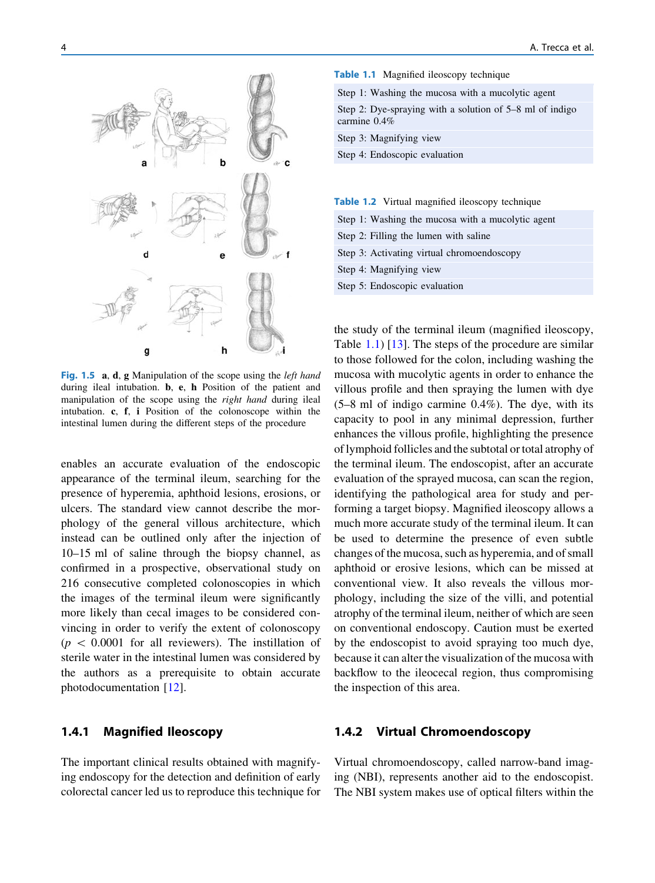Fig. 1.5 **a**, **d**, **g** Manipulation of the scope using the *left hand* during ileal intubation. **b**, **e**, **h** Position of the patient and manipulation of the scope using the *right hand* during ileal intubation. **c**, **f**, **i** Position of the colonoscope within the intestinal lumen during the different steps of the procedure

enables an accurate evaluation of the endoscopic appearance of the terminal ileum, searching for the presence of hyperemia, aphthoid lesions, erosions, or ulcers. The standard view cannot describe the morphology of the general villous architecture, which instead can be outlined only after the injection of 10–15 ml of saline through the biopsy channel, as confirmed in a prospective, observational study on 216 consecutive completed colonoscopies in which the images of the terminal ileum were significantly more likely than cecal images to be considered convincing in order to verify the extent of colonoscopy ($p < 0.0001$ for all reviewers). The instillation of sterile water in the intestinal lumen was considered by the authors as a prerequisite to obtain accurate photodocumentation [12].

### 1.4.1 Magnified Ileoscopy

The important clinical results obtained with magnifying endoscopy for the detection and definition of early colorectal cancer led us to reproduce this technique for the study of the terminal ileum (magnified ileoscopy, Table 1.1) [13]. The steps of the procedure are similar to those followed for the colon, including washing the mucosa with mucolytic agents in order to enhance the villous profile and then spraying the lumen with dye (5–8 ml of indigo carmine 0.4%). The dye, with its capacity to pool in any minimal depression, further enhances the villous profile, highlighting the presence of lymphoid follicles and the subtotal or total atrophy of the terminal ileum. The endoscopist, after an accurate evaluation of the sprayed mucosa, can scan the region, identifying the pathological area for study and performing a target biopsy. Magnified ileoscopy allows a much more accurate study of the terminal ileum. It can be used to determine the presence of even subtle changes of the mucosa, such as hyperemia, and of small aphthoid or erosive lesions, which can be missed at conventional view. It also reveals the villous morphology, including the size of the villi, and potential atrophy of the terminal ileum, neither of which are seen on conventional endoscopy. Caution must be exerted by the endoscopist to avoid spraying too much dye, because it can alter the visualization of the mucosa with backflow to the ileocecal region, thus compromising the inspection of this area.

**Table 1.1** Magnified ileoscopy technique

| Magnified ileoscopy technique |
|---|
| Step 1: Washing the mucosa with a mucolytic agent |
| Step 2: Dye-spraying with a solution of 5–8 ml of indigo carmine 0.4% |
| Step 3: Magnifying view |
| Step 4: Endoscopic evaluation |

**Table 1.2** Virtual magnified ileoscopy technique

| Virtual magnified ileoscopy technique |
|---|
| Step 1: Washing the mucosa with a mucolytic agent |
| Step 2: Filling the lumen with saline |
| Step 3: Activating virtual chromoendoscopy |
| Step 4: Magnifying view |
| Step 5: Endoscopic evaluation |

### 1.4.2 Virtual Chromoendoscopy

Virtual chromoendoscopy, called narrow-band imaging (NBI), represents another aid to the endoscopist. The NBI system makes use of optical filters within the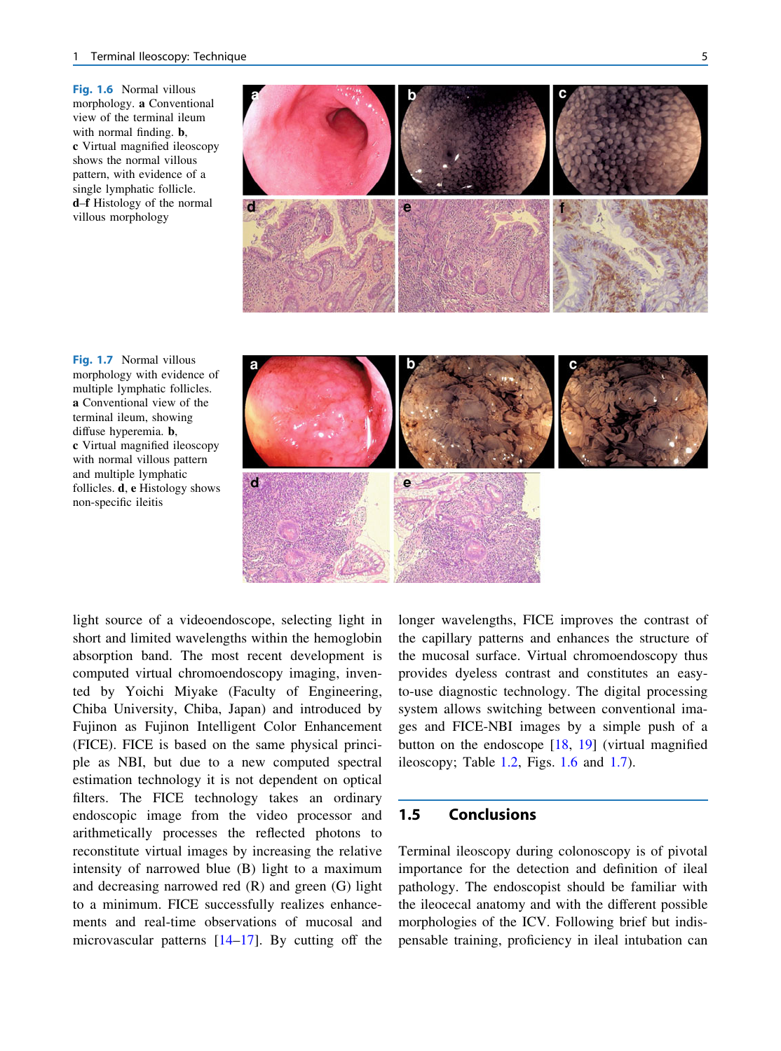**Fig. 1.6** Normal villous morphology. **a** Conventional view of the terminal ileum with normal finding. **b**, **c** Virtual magnified ileoscopy shows the normal villous pattern, with evidence of a single lymphatic follicle. **d**–**f** Histology of the normal villous morphology

**Fig. 1.7** Normal villous morphology with evidence of multiple lymphatic follicles. **a** Conventional view of the terminal ileum, showing diffuse hyperemia. **b**, **c** Virtual magnified ileoscopy with normal villous pattern and multiple lymphatic follicles. **d**, **e** Histology shows non-specific ileitis

light source of a videoendoscope, selecting light in short and limited wavelengths within the hemoglobin absorption band. The most recent development is computed virtual chromoendoscopy imaging, invented by Yoichi Miyake (Faculty of Engineering, Chiba University, Chiba, Japan) and introduced by Fujinon as Fujinon Intelligent Color Enhancement (FICE). FICE is based on the same physical principle as NBI, but due to a new computed spectral estimation technology it is not dependent on optical filters. The FICE technology takes an ordinary endoscopic image from the video processor and arithmetically processes the reflected photons to reconstitute virtual images by increasing the relative intensity of narrowed blue (B) light to a maximum and decreasing narrowed red (R) and green (G) light to a minimum. FICE successfully realizes enhancements and real-time observations of mucosal and microvascular patterns [14–17]. By cutting off the longer wavelengths, FICE improves the contrast of the capillary patterns and enhances the structure of the mucosal surface. Virtual chromoendoscopy thus provides dyeless contrast and constitutes an easy-to-use diagnostic technology. The digital processing system allows switching between conventional images and FICE-NBI images by a simple push of a button on the endoscope [18, 19] (virtual magnified ileoscopy; Table 1.2, Figs. 1.6 and 1.7).

## 1.5 Conclusions

Terminal ileoscopy during colonoscopy is of pivotal importance for the detection and definition of ileal pathology. The endoscopist should be familiar with the ileocecal anatomy and with the different possible morphologies of the ICV. Following brief but indispensable training, proficiency in ileal intubation can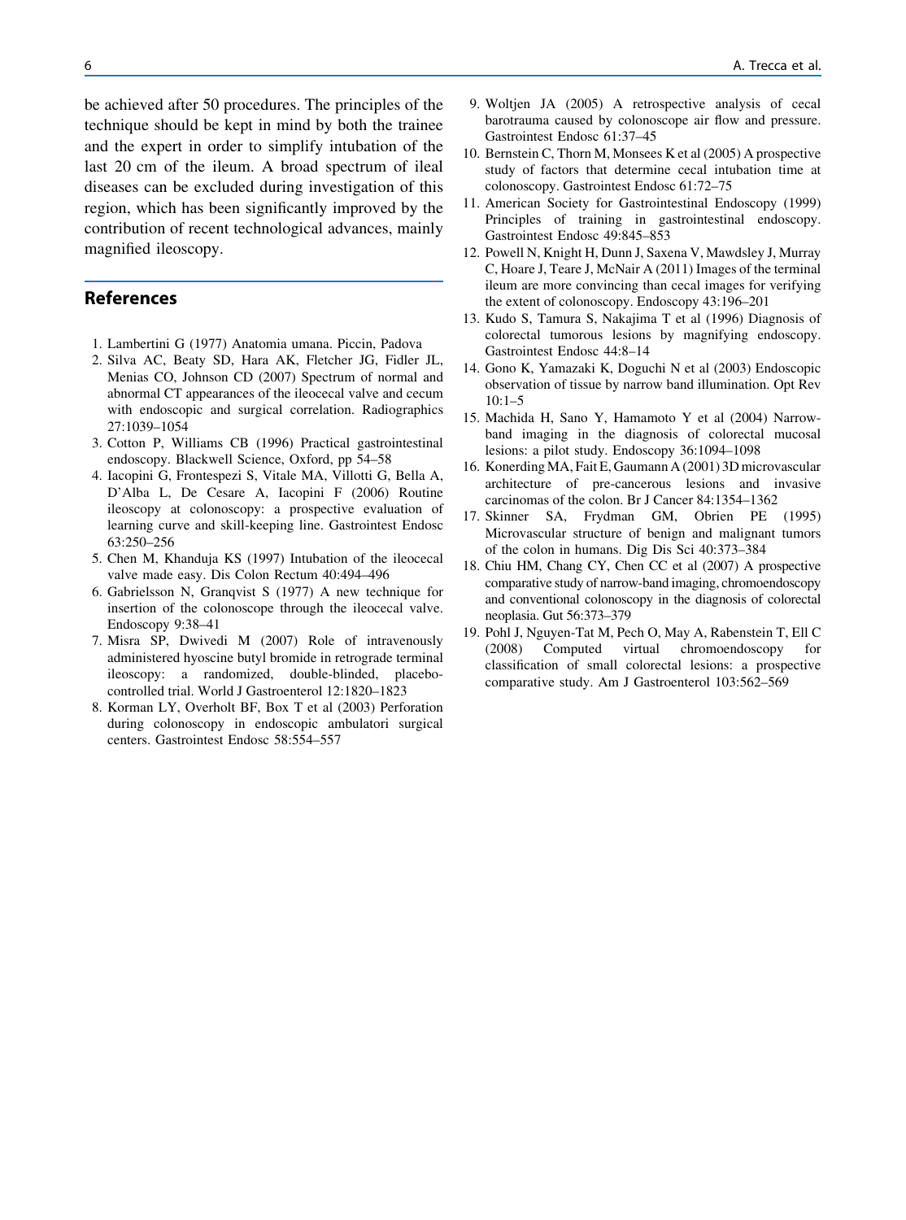be achieved after 50 procedures. The principles of the technique should be kept in mind by both the trainee and the expert in order to simplify intubation of the last 20 cm of the ileum. A broad spectrum of ileal diseases can be excluded during investigation of this region, which has been significantly improved by the contribution of recent technological advances, mainly magnified ileoscopy.

## References

1. Lambertini G (1977) Anatomia umana. Piccin, Padova
2. Silva AC, Beaty SD, Hara AK, Fletcher JG, Fidler JL, Menias CO, Johnson CD (2007) Spectrum of normal and abnormal CT appearances of the ileocecal valve and cecum with endoscopic and surgical correlation. Radiographics 27:1039–1054
3. Cotton P, Williams CB (1996) Practical gastrointestinal endoscopy. Blackwell Science, Oxford, pp 54–58
4. Iacopini G, Frontespezi S, Vitale MA, Villotti G, Bella A, D'Alba L, De Cesare A, Iacopini F (2006) Routine ileoscopy at colonoscopy: a prospective evaluation of learning curve and skill-keeping line. Gastrointest Endosc 63:250–256
5. Chen M, Khanduja KS (1997) Intubation of the ileocecal valve made easy. Dis Colon Rectum 40:494–496
6. Gabrielsson N, Granqvist S (1977) A new technique for insertion of the colonoscope through the ileocecal valve. Endoscopy 9:38–41
7. Misra SP, Dwivedi M (2007) Role of intravenously administered hyoscine butyl bromide in retrograde terminal ileoscopy: a randomized, double-blinded, placebo-controlled trial. World J Gastroenterol 12:1820–1823
8. Korman LY, Overholt BF, Box T et al (2003) Perforation during colonoscopy in endoscopic ambulatori surgical centers. Gastrointest Endosc 58:554–557
9. Woltjen JA (2005) A retrospective analysis of cecal barotrauma caused by colonoscope air flow and pressure. Gastrointest Endosc 61:37–45
10. Bernstein C, Thorn M, Monsees K et al (2005) A prospective study of factors that determine cecal intubation time at colonoscopy. Gastrointest Endosc 61:72–75
11. American Society for Gastrointestinal Endoscopy (1999) Principles of training in gastrointestinal endoscopy. Gastrointest Endosc 49:845–853
12. Powell N, Knight H, Dunn J, Saxena V, Mawdsley J, Murray C, Hoare J, Teare J, McNair A (2011) Images of the terminal ileum are more convincing than cecal images for verifying the extent of colonoscopy. Endoscopy 43:196–201
13. Kudo S, Tamura S, Nakajima T et al (1996) Diagnosis of colorectal tumorous lesions by magnifying endoscopy. Gastrointest Endosc 44:8–14
14. Gono K, Yamazaki K, Doguchi N et al (2003) Endoscopic observation of tissue by narrow band illumination. Opt Rev 10:1–5
15. Machida H, Sano Y, Hamamoto Y et al (2004) Narrow-band imaging in the diagnosis of colorectal mucosal lesions: a pilot study. Endoscopy 36:1094–1098
16. Konerding MA, Fait E, Gaumann A (2001) 3D microvascular architecture of pre-cancerous lesions and invasive carcinomas of the colon. Br J Cancer 84:1354–1362
17. Skinner SA, Frydman GM, Obrien PE (1995) Microvascular structure of benign and malignant tumors of the colon in humans. Dig Dis Sci 40:373–384
18. Chiu HM, Chang CY, Chen CC et al (2007) A prospective comparative study of narrow-band imaging, chromoendoscopy and conventional colonoscopy in the diagnosis of colorectal neoplasia. Gut 56:373–379
19. Pohl J, Nguyen-Tat M, Pech O, May A, Rabenstein T, Ell C (2008) Computed virtual chromoendoscopy for classification of small colorectal lesions: a prospective comparative study. Am J Gastroenterol 103:562–569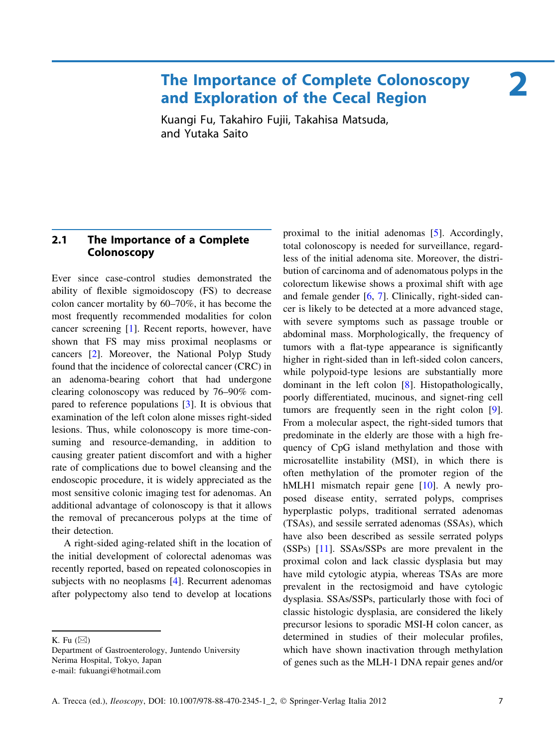# 2 The Importance of Complete Colonoscopy and Exploration of the Cecal Region

Kuangi Fu, Takahiro Fujii, Takahisa Matsuda, and Yutaka Saito

## 2.1 The Importance of a Complete Colonoscopy

Ever since case-control studies demonstrated the ability of flexible sigmoidoscopy (FS) to decrease colon cancer mortality by 60–70%, it has become the most frequently recommended modalities for colon cancer screening [1]. Recent reports, however, have shown that FS may miss proximal neoplasms or cancers [2]. Moreover, the National Polyp Study found that the incidence of colorectal cancer (CRC) in an adenoma-bearing cohort that had undergone clearing colonoscopy was reduced by 76–90% compared to reference populations [3]. It is obvious that examination of the left colon alone misses right-sided lesions. Thus, while colonoscopy is more time-consuming and resource-demanding, in addition to causing greater patient discomfort and with a higher rate of complications due to bowel cleansing and the endoscopic procedure, it is widely appreciated as the most sensitive colonic imaging test for adenomas. An additional advantage of colonoscopy is that it allows the removal of precancerous polyps at the time of their detection.

A right-sided aging-related shift in the location of the initial development of colorectal adenomas was recently reported, based on repeated colonoscopies in subjects with no neoplasms [4]. Recurrent adenomas after polypectomy also tend to develop at locations proximal to the initial adenomas [5]. Accordingly, total colonoscopy is needed for surveillance, regardless of the initial adenoma site. Moreover, the distribution of carcinoma and of adenomatous polyps in the colorectum likewise shows a proximal shift with age and female gender [6, 7]. Clinically, right-sided cancer is likely to be detected at a more advanced stage, with severe symptoms such as passage trouble or abdominal mass. Morphologically, the frequency of tumors with a flat-type appearance is significantly higher in right-sided than in left-sided colon cancers, while polypoid-type lesions are substantially more dominant in the left colon [8]. Histopathologically, poorly differentiated, mucinous, and signet-ring cell tumors are frequently seen in the right colon [9]. From a molecular aspect, the right-sided tumors that predominate in the elderly are those with a high frequency of CpG island methylation and those with microsatellite instability (MSI), in which there is often methylation of the promoter region of the hMLH1 mismatch repair gene [10]. A newly proposed disease entity, serrated polyps, comprises hyperplastic polyps, traditional serrated adenomas (TSAs), and sessile serrated adenomas (SSAs), which have also been described as sessile serrated polyps (SSPs) [11]. SSAs/SSPs are more prevalent in the proximal colon and lack classic dysplasia but may have mild cytologic atypia, whereas TSAs are more prevalent in the rectosigmoid and have cytologic dysplasia. SSAs/SSPs, particularly those with foci of classic histologic dysplasia, are considered the likely precursor lesions to sporadic MSI-H colon cancer, as determined in studies of their molecular profiles, which have shown inactivation through methylation of genes such as the MLH-1 DNA repair genes and/or

K. Fu (✉)
Department of Gastroenterology, Juntendo University Nerima Hospital, Tokyo, Japan
e-mail: fukuangi@hotmail.com

A. Trecca (ed.), *Ileoscopy*, DOI: 10.1007/978-88-470-2345-1_2, © Springer-Verlag Italia 2012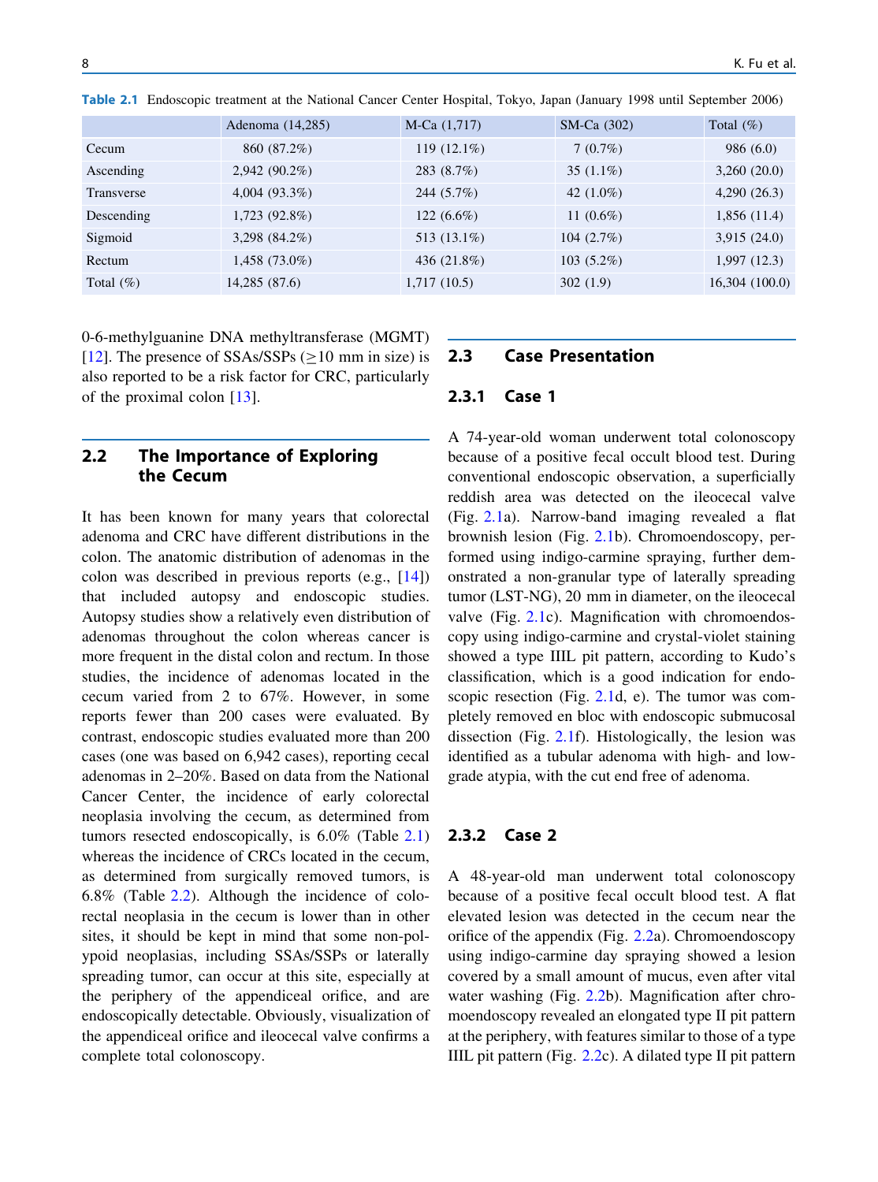**Table 2.1** Endoscopic treatment at the National Cancer Center Hospital, Tokyo, Japan (January 1998 until September 2006)

| | Adenoma (14,285) | M-Ca (1,717) | SM-Ca (302) | Total (%) |
|---|---|---|---|---|
| Cecum | 860 (87.2%) | 119 (12.1%) | 7 (0.7%) | 986 (6.0) |
| Ascending | 2,942 (90.2%) | 283 (8.7%) | 35 (1.1%) | 3,260 (20.0) |
| Transverse | 4,004 (93.3%) | 244 (5.7%) | 42 (1.0%) | 4,290 (26.3) |
| Descending | 1,723 (92.8%) | 122 (6.6%) | 11 (0.6%) | 1,856 (11.4) |
| Sigmoid | 3,298 (84.2%) | 513 (13.1%) | 104 (2.7%) | 3,915 (24.0) |
| Rectum | 1,458 (73.0%) | 436 (21.8%) | 103 (5.2%) | 1,997 (12.3) |
| Total (%) | 14,285 (87.6) | 1,717 (10.5) | 302 (1.9) | 16,304 (100.0) |

0-6-methylguanine DNA methyltransferase (MGMT) [12]. The presence of SSAs/SSPs ($\geq$10 mm in size) is also reported to be a risk factor for CRC, particularly of the proximal colon [13].

## 2.2 The Importance of Exploring the Cecum

It has been known for many years that colorectal adenoma and CRC have different distributions in the colon. The anatomic distribution of adenomas in the colon was described in previous reports (e.g., [14]) that included autopsy and endoscopic studies. Autopsy studies show a relatively even distribution of adenomas throughout the colon whereas cancer is more frequent in the distal colon and rectum. In those studies, the incidence of adenomas located in the cecum varied from 2 to 67%. However, in some reports fewer than 200 cases were evaluated. By contrast, endoscopic studies evaluated more than 200 cases (one was based on 6,942 cases), reporting cecal adenomas in 2–20%. Based on data from the National Cancer Center, the incidence of early colorectal neoplasia involving the cecum, as determined from tumors resected endoscopically, is 6.0% (Table 2.1) whereas the incidence of CRCs located in the cecum, as determined from surgically removed tumors, is 6.8% (Table 2.2). Although the incidence of colorectal neoplasia in the cecum is lower than in other sites, it should be kept in mind that some non-polypoid neoplasias, including SSAs/SSPs or laterally spreading tumor, can occur at this site, especially at the periphery of the appendiceal orifice, and are endoscopically detectable. Obviously, visualization of the appendiceal orifice and ileocecal valve confirms a complete total colonoscopy.

## 2.3 Case Presentation

### 2.3.1 Case 1

A 74-year-old woman underwent total colonoscopy because of a positive fecal occult blood test. During conventional endoscopic observation, a superficially reddish area was detected on the ileocecal valve (Fig. 2.1a). Narrow-band imaging revealed a flat brownish lesion (Fig. 2.1b). Chromoendoscopy, performed using indigo-carmine spraying, further demonstrated a non-granular type of laterally spreading tumor (LST-NG), 20 mm in diameter, on the ileocecal valve (Fig. 2.1c). Magnification with chromoendoscopy using indigo-carmine and crystal-violet staining showed a type IIIL pit pattern, according to Kudo's classification, which is a good indication for endoscopic resection (Fig. 2.1d, e). The tumor was completely removed en bloc with endoscopic submucosal dissection (Fig. 2.1f). Histologically, the lesion was identified as a tubular adenoma with high- and low-grade atypia, with the cut end free of adenoma.

### 2.3.2 Case 2

A 48-year-old man underwent total colonoscopy because of a positive fecal occult blood test. A flat elevated lesion was detected in the cecum near the orifice of the appendix (Fig. 2.2a). Chromoendoscopy using indigo-carmine day spraying showed a lesion covered by a small amount of mucus, even after vital water washing (Fig. 2.2b). Magnification after chromoendoscopy revealed an elongated type II pit pattern at the periphery, with features similar to those of a type IIIL pit pattern (Fig. 2.2c). A dilated type II pit pattern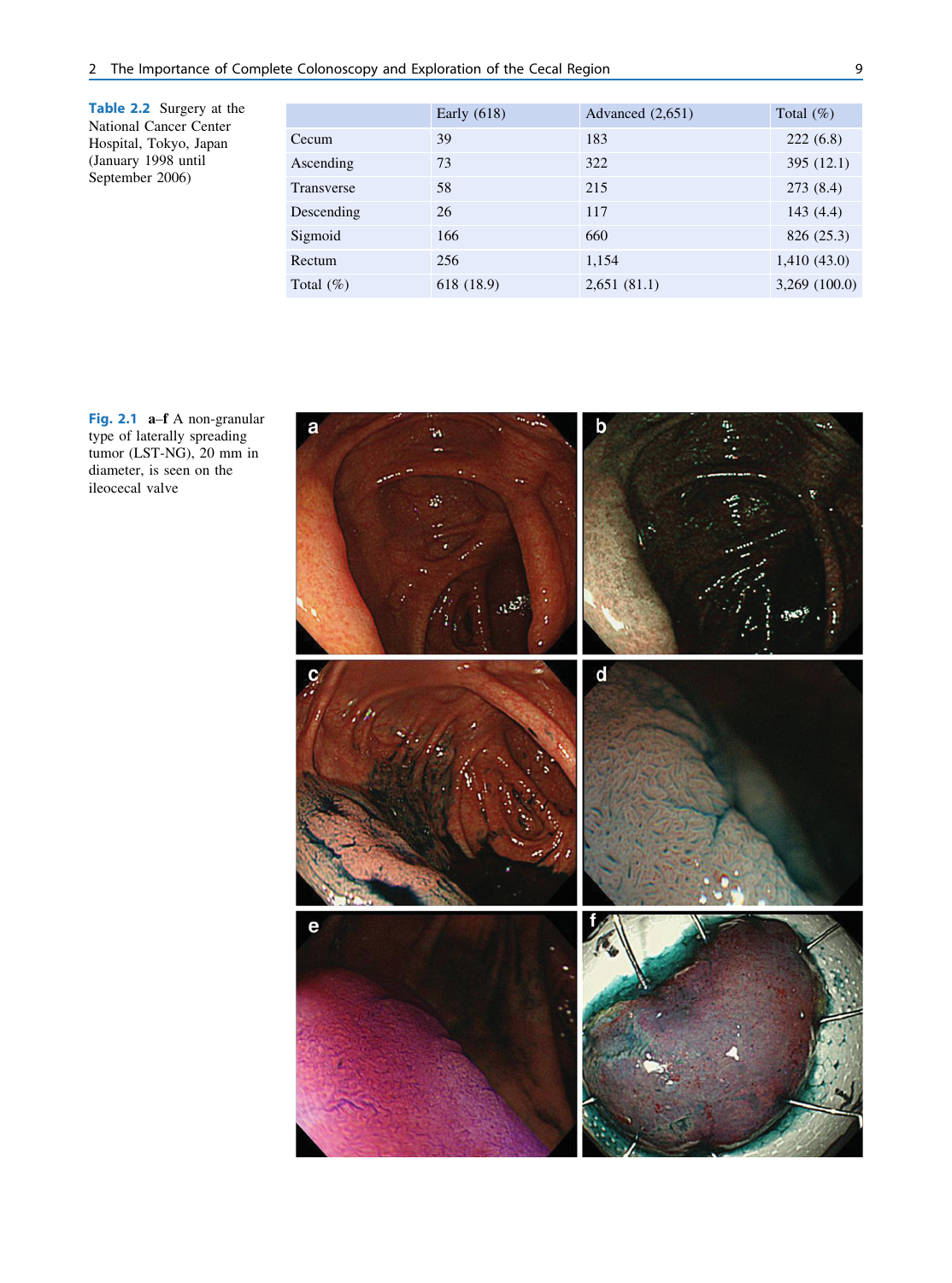**Table 2.2** Surgery at the National Cancer Center Hospital, Tokyo, Japan (January 1998 until September 2006)

| | Early (618) | Advanced (2,651) | Total (%) |
|---|---|---|---|
| Cecum | 39 | 183 | 222 (6.8) |
| Ascending | 73 | 322 | 395 (12.1) |
| Transverse | 58 | 215 | 273 (8.4) |
| Descending | 26 | 117 | 143 (4.4) |
| Sigmoid | 166 | 660 | 826 (25.3) |
| Rectum | 256 | 1,154 | 1,410 (43.0) |
| Total (%) | 618 (18.9) | 2,651 (81.1) | 3,269 (100.0) |

**Fig. 2.1** **a–f** A non-granular type of laterally spreading tumor (LST-NG), 20 mm in diameter, is seen on the ileocecal valve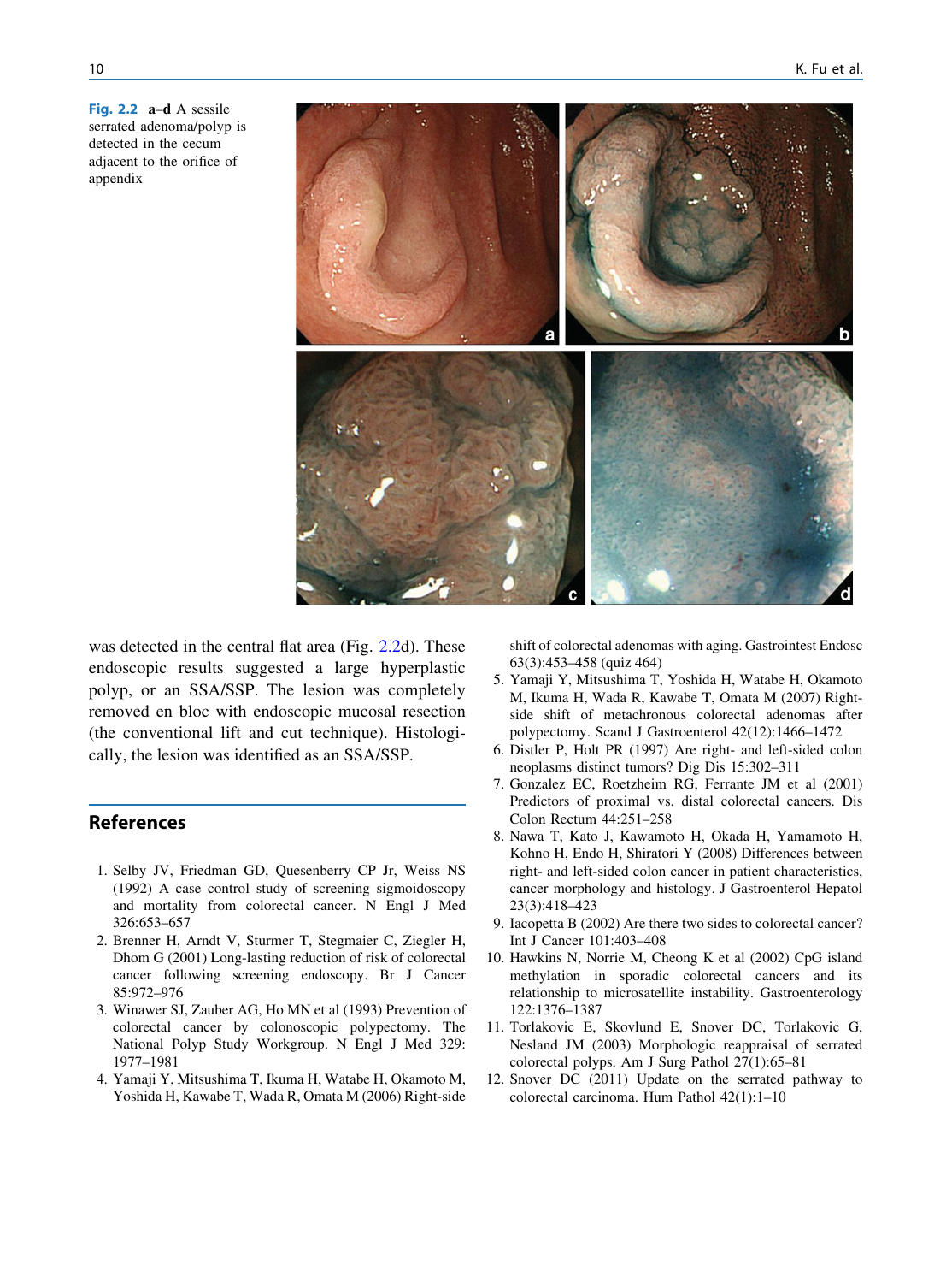Fig. 2.2 **a–d** A sessile serrated adenoma/polyp is detected in the cecum adjacent to the orifice of appendix

was detected in the central flat area (Fig. 2.2d). These endoscopic results suggested a large hyperplastic polyp, or an SSA/SSP. The lesion was completely removed en bloc with endoscopic mucosal resection (the conventional lift and cut technique). Histologically, the lesion was identified as an SSA/SSP.

## References

1. Selby JV, Friedman GD, Quesenberry CP Jr, Weiss NS (1992) A case control study of screening sigmoidoscopy and mortality from colorectal cancer. N Engl J Med 326:653–657
2. Brenner H, Arndt V, Sturmer T, Stegmaier C, Ziegler H, Dhom G (2001) Long-lasting reduction of risk of colorectal cancer following screening endoscopy. Br J Cancer 85:972–976
3. Winawer SJ, Zauber AG, Ho MN et al (1993) Prevention of colorectal cancer by colonoscopic polypectomy. The National Polyp Study Workgroup. N Engl J Med 329: 1977–1981
4. Yamaji Y, Mitsushima T, Ikuma H, Watabe H, Okamoto M, Yoshida H, Kawabe T, Wada R, Omata M (2006) Right-side shift of colorectal adenomas with aging. Gastrointest Endosc 63(3):453–458 (quiz 464)
5. Yamaji Y, Mitsushima T, Yoshida H, Watabe H, Okamoto M, Ikuma H, Wada R, Kawabe T, Omata M (2007) Right-side shift of metachronous colorectal adenomas after polypectomy. Scand J Gastroenterol 42(12):1466–1472
6. Distler P, Holt PR (1997) Are right- and left-sided colon neoplasms distinct tumors? Dig Dis 15:302–311
7. Gonzalez EC, Roetzheim RG, Ferrante JM et al (2001) Predictors of proximal vs. distal colorectal cancers. Dis Colon Rectum 44:251–258
8. Nawa T, Kato J, Kawamoto H, Okada H, Yamamoto H, Kohno H, Endo H, Shiratori Y (2008) Differences between right- and left-sided colon cancer in patient characteristics, cancer morphology and histology. J Gastroenterol Hepatol 23(3):418–423
9. Iacopetta B (2002) Are there two sides to colorectal cancer? Int J Cancer 101:403–408
10. Hawkins N, Norrie M, Cheong K et al (2002) CpG island methylation in sporadic colorectal cancers and its relationship to microsatellite instability. Gastroenterology 122:1376–1387
11. Torlakovic E, Skovlund E, Snover DC, Torlakovic G, Nesland JM (2003) Morphologic reappraisal of serrated colorectal polyps. Am J Surg Pathol 27(1):65–81
12. Snover DC (2011) Update on the serrated pathway to colorectal carcinoma. Hum Pathol 42(1):1–10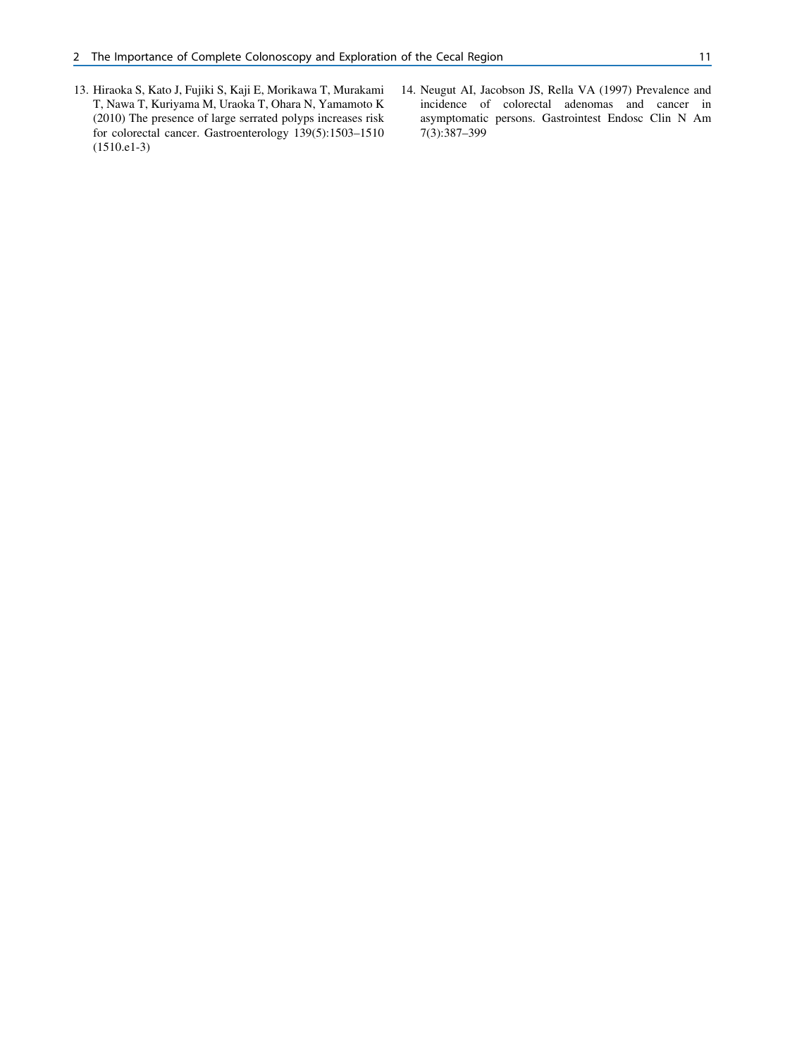13. Hiraoka S, Kato J, Fujiki S, Kaji E, Morikawa T, Murakami T, Nawa T, Kuriyama M, Uraoka T, Ohara N, Yamamoto K (2010) The presence of large serrated polyps increases risk for colorectal cancer. Gastroenterology 139(5):1503–1510 (1510.e1-3)
14. Neugut AI, Jacobson JS, Rella VA (1997) Prevalence and incidence of colorectal adenomas and cancer in asymptomatic persons. Gastrointest Endosc Clin N Am 7(3):387–399